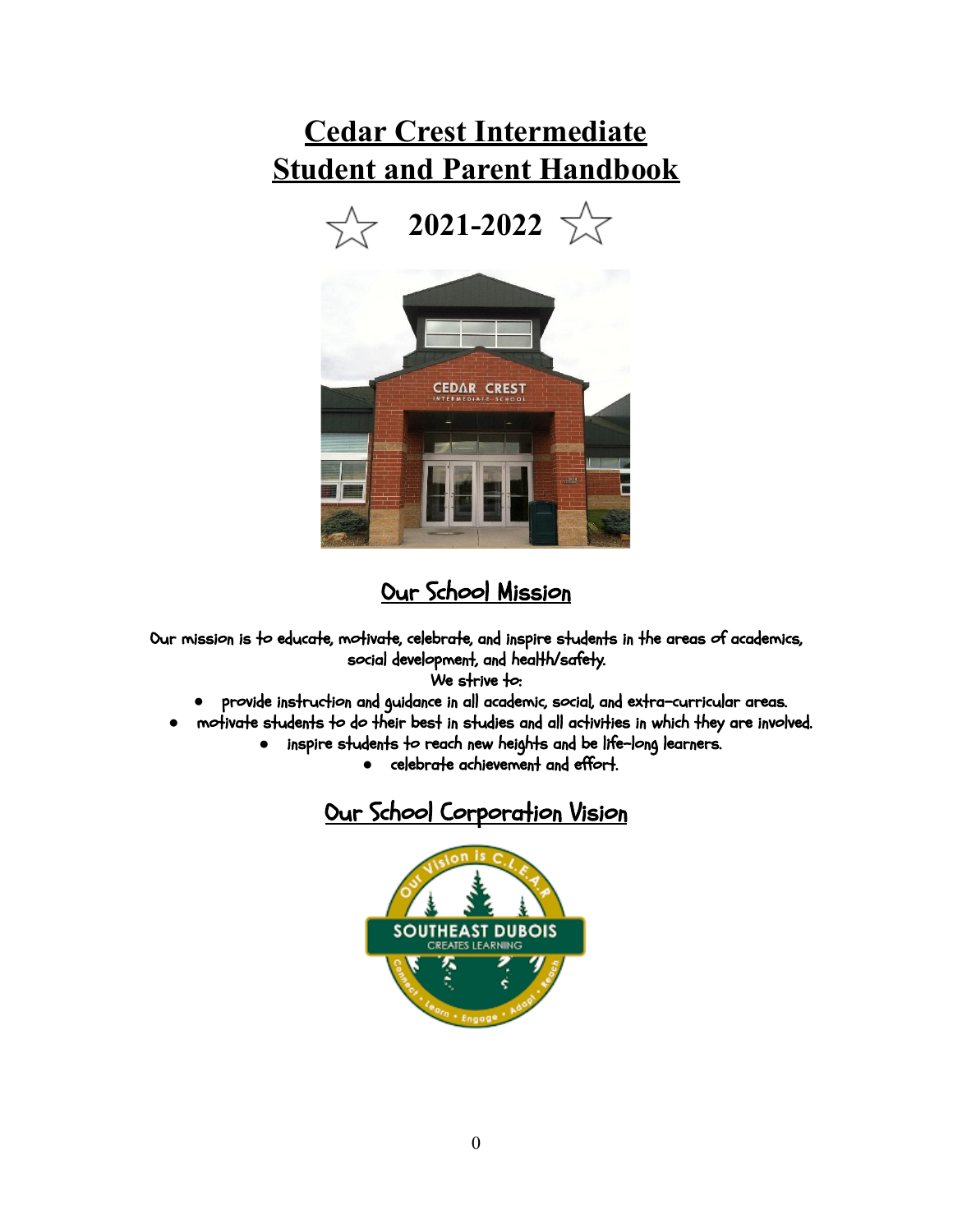# Cedar Crest Intermediate Student and Parent Handbook

## ☆ 2021-2022 ☆

## Our School Mission

Our mission is to educate, motivate, celebrate, and inspire students in the areas of academics, social development, and health/safety.

We strive to:

- provide instruction and guidance in all academic, social, and extra-curricular areas.
- motivate students to do their best in studies and all activities in which they are involved.
- inspire students to reach new heights and be life-long learners.
- celebrate achievement and effort.

## Our School Corporation Vision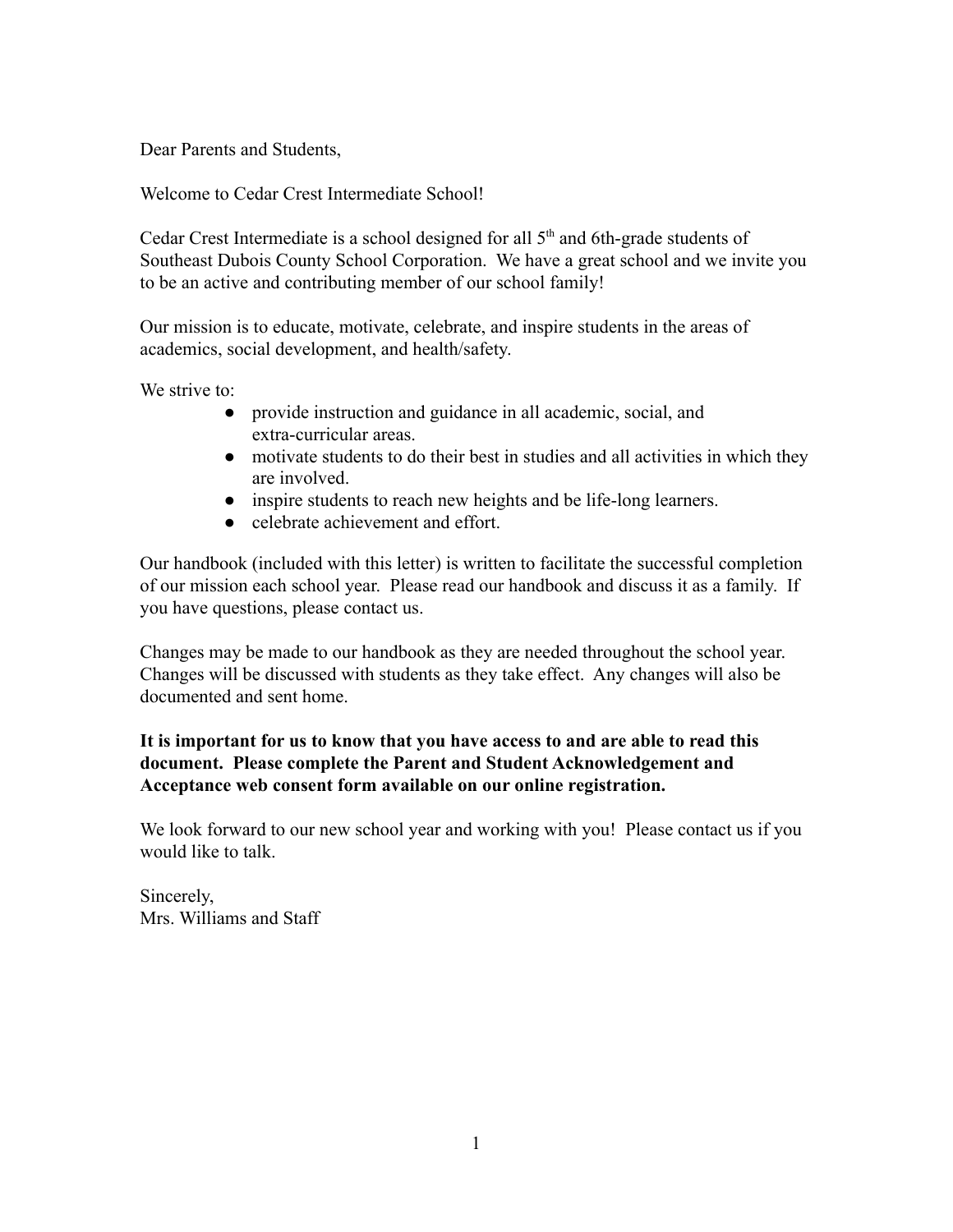Dear Parents and Students,

Welcome to Cedar Crest Intermediate School!

Cedar Crest Intermediate is a school designed for all 5th and 6th-grade students of Southeast Dubois County School Corporation. We have a great school and we invite you to be an active and contributing member of our school family!

Our mission is to educate, motivate, celebrate, and inspire students in the areas of academics, social development, and health/safety.

We strive to:

- provide instruction and guidance in all academic, social, and extra-curricular areas.
- motivate students to do their best in studies and all activities in which they are involved.
- inspire students to reach new heights and be life-long learners.
- celebrate achievement and effort.

Our handbook (included with this letter) is written to facilitate the successful completion of our mission each school year. Please read our handbook and discuss it as a family. If you have questions, please contact us.

Changes may be made to our handbook as they are needed throughout the school year. Changes will be discussed with students as they take effect. Any changes will also be documented and sent home.

**It is important for us to know that you have access to and are able to read this document. Please complete the Parent and Student Acknowledgement and Acceptance web consent form available on our online registration.**

We look forward to our new school year and working with you! Please contact us if you would like to talk.

Sincerely,
Mrs. Williams and Staff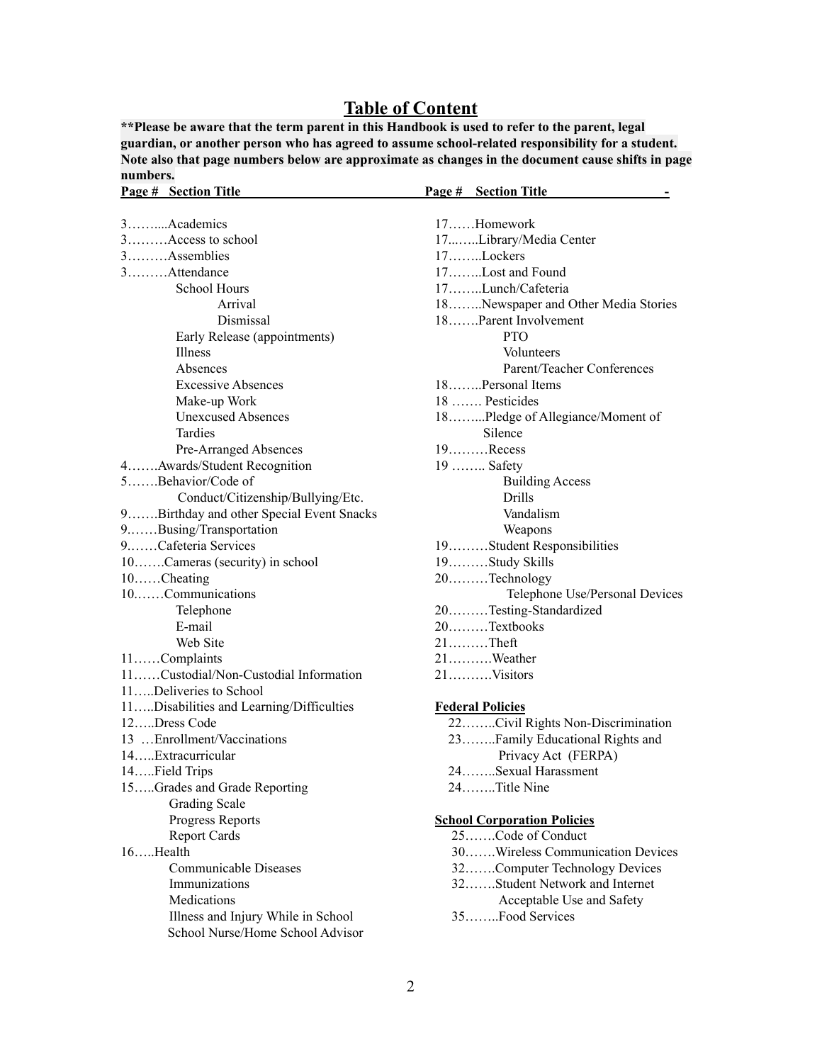# Table of Content

**\*\*Please be aware that the term parent in this Handbook is used to refer to the parent, legal guardian, or another person who has agreed to assume school-related responsibility for a student. Note also that page numbers below are approximate as changes in the document cause shifts in page numbers.**

| Page # | Section Title |
|---|---|
| 3 | Academics |
| 3 | Access to school |
| 3 | Assemblies |
| 3 | Attendance |
| | School Hours |
| | Arrival |
| | Dismissal |
| | Early Release (appointments) |
| | Illness |
| | Absences |
| | Excessive Absences |
| | Make-up Work |
| | Unexcused Absences |
| | Tardies |
| | Pre-Arranged Absences |
| 4 | Awards/Student Recognition |
| 5 | Behavior/Code of Conduct/Citizenship/Bullying/Etc. |
| 9 | Birthday and other Special Event Snacks |
| 9 | Busing/Transportation |
| 9 | Cafeteria Services |
| 10 | Cameras (security) in school |
| 10 | Cheating |
| 10 | Communications |
| | Telephone |
| | E-mail |
| | Web Site |
| 11 | Complaints |
| 11 | Custodial/Non-Custodial Information |
| 11 | Deliveries to School |
| 11 | Disabilities and Learning/Difficulties |
| 12 | Dress Code |
| 13 | Enrollment/Vaccinations |
| 14 | Extracurricular |
| 14 | Field Trips |
| 15 | Grades and Grade Reporting |
| | Grading Scale |
| | Progress Reports |
| | Report Cards |
| 16 | Health |
| | Communicable Diseases |
| | Immunizations |
| | Medications |
| | Illness and Injury While in School |
| | School Nurse/Home School Advisor |
| 17 | Homework |
| 17 | Library/Media Center |
| 17 | Lockers |
| 17 | Lost and Found |
| 17 | Lunch/Cafeteria |
| 18 | Newspaper and Other Media Stories |
| 18 | Parent Involvement |
| | PTO |
| | Volunteers |
| | Parent/Teacher Conferences |
| 18 | Personal Items |
| 18 | Pesticides |
| 18 | Pledge of Allegiance/Moment of Silence |
| 19 | Recess |
| 19 | Safety |
| | Building Access |
| | Drills |
| | Vandalism |
| | Weapons |
| 19 | Student Responsibilities |
| 19 | Study Skills |
| 20 | Technology |
| | Telephone Use/Personal Devices |
| 20 | Testing-Standardized |
| 20 | Textbooks |
| 21 | Theft |
| 21 | Weather |
| 21 | Visitors |

**Federal Policies**

| Page # | Section Title |
|---|---|
| 22 | Civil Rights Non-Discrimination |
| 23 | Family Educational Rights and Privacy Act (FERPA) |
| 24 | Sexual Harassment |
| 24 | Title Nine |

**School Corporation Policies**

| Page # | Section Title |
|---|---|
| 25 | Code of Conduct |
| 30 | Wireless Communication Devices |
| 32 | Computer Technology Devices |
| 32 | Student Network and Internet Acceptable Use and Safety |
| 35 | Food Services |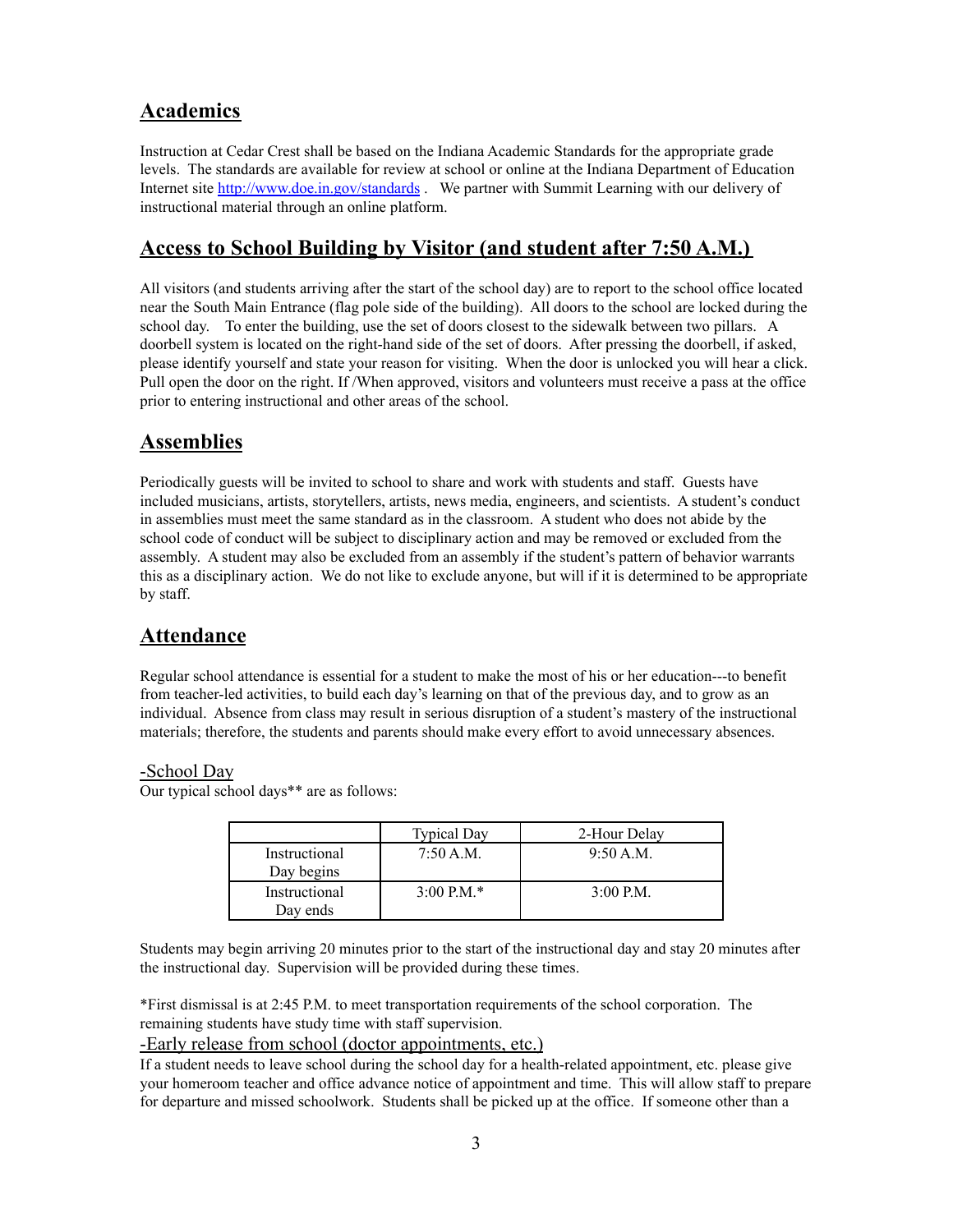## Academics

Instruction at Cedar Crest shall be based on the Indiana Academic Standards for the appropriate grade levels. The standards are available for review at school or online at the Indiana Department of Education Internet site http://www.doe.in.gov/standards . We partner with Summit Learning with our delivery of instructional material through an online platform.

## Access to School Building by Visitor (and student after 7:50 A.M.)

All visitors (and students arriving after the start of the school day) are to report to the school office located near the South Main Entrance (flag pole side of the building). All doors to the school are locked during the school day. To enter the building, use the set of doors closest to the sidewalk between two pillars. A doorbell system is located on the right-hand side of the set of doors. After pressing the doorbell, if asked, please identify yourself and state your reason for visiting. When the door is unlocked you will hear a click. Pull open the door on the right. If /When approved, visitors and volunteers must receive a pass at the office prior to entering instructional and other areas of the school.

## Assemblies

Periodically guests will be invited to school to share and work with students and staff. Guests have included musicians, artists, storytellers, artists, news media, engineers, and scientists. A student's conduct in assemblies must meet the same standard as in the classroom. A student who does not abide by the school code of conduct will be subject to disciplinary action and may be removed or excluded from the assembly. A student may also be excluded from an assembly if the student's pattern of behavior warrants this as a disciplinary action. We do not like to exclude anyone, but will if it is determined to be appropriate by staff.

## Attendance

Regular school attendance is essential for a student to make the most of his or her education---to benefit from teacher-led activities, to build each day's learning on that of the previous day, and to grow as an individual. Absence from class may result in serious disruption of a student's mastery of the instructional materials; therefore, the students and parents should make every effort to avoid unnecessary absences.

### -School Day

Our typical school days** are as follows:

| | Typical Day | 2-Hour Delay |
|---|---|---|
| Instructional Day begins | 7:50 A.M. | 9:50 A.M. |
| Instructional Day ends | 3:00 P.M.* | 3:00 P.M. |

Students may begin arriving 20 minutes prior to the start of the instructional day and stay 20 minutes after the instructional day. Supervision will be provided during these times.

*First dismissal is at 2:45 P.M. to meet transportation requirements of the school corporation. The remaining students have study time with staff supervision.

### -Early release from school (doctor appointments, etc.)

If a student needs to leave school during the school day for a health-related appointment, etc. please give your homeroom teacher and office advance notice of appointment and time. This will allow staff to prepare for departure and missed schoolwork. Students shall be picked up at the office. If someone other than a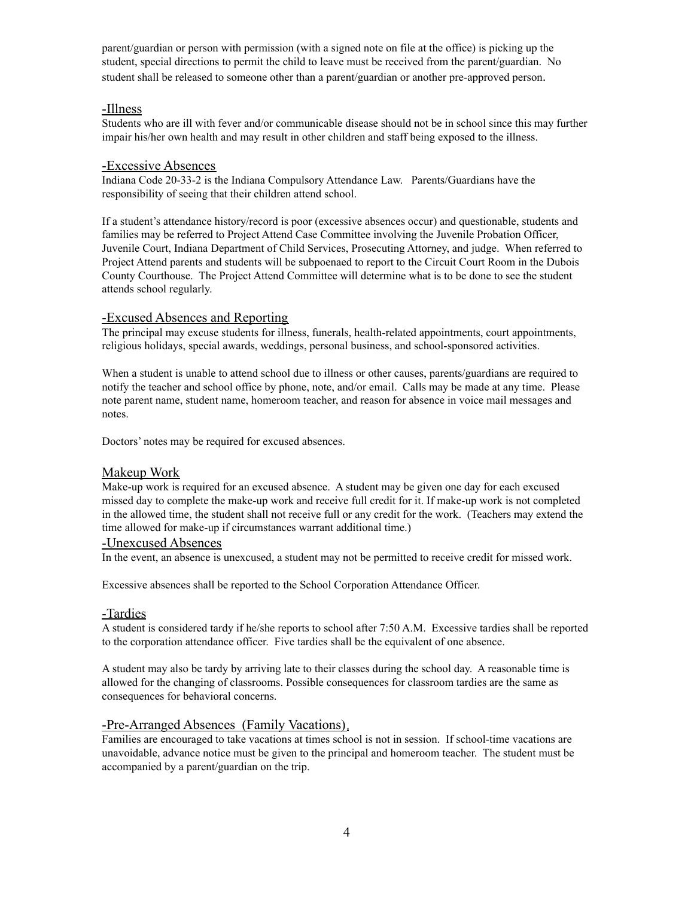parent/guardian or person with permission (with a signed note on file at the office) is picking up the student, special directions to permit the child to leave must be received from the parent/guardian. No student shall be released to someone other than a parent/guardian or another pre-approved person.

### -Illness

Students who are ill with fever and/or communicable disease should not be in school since this may further impair his/her own health and may result in other children and staff being exposed to the illness.

### -Excessive Absences

Indiana Code 20-33-2 is the Indiana Compulsory Attendance Law. Parents/Guardians have the responsibility of seeing that their children attend school.

If a student's attendance history/record is poor (excessive absences occur) and questionable, students and families may be referred to Project Attend Case Committee involving the Juvenile Probation Officer, Juvenile Court, Indiana Department of Child Services, Prosecuting Attorney, and judge. When referred to Project Attend parents and students will be subpoenaed to report to the Circuit Court Room in the Dubois County Courthouse. The Project Attend Committee will determine what is to be done to see the student attends school regularly.

### -Excused Absences and Reporting

The principal may excuse students for illness, funerals, health-related appointments, court appointments, religious holidays, special awards, weddings, personal business, and school-sponsored activities.

When a student is unable to attend school due to illness or other causes, parents/guardians are required to notify the teacher and school office by phone, note, and/or email. Calls may be made at any time. Please note parent name, student name, homeroom teacher, and reason for absence in voice mail messages and notes.

Doctors' notes may be required for excused absences.

### Makeup Work

Make-up work is required for an excused absence. A student may be given one day for each excused missed day to complete the make-up work and receive full credit for it. If make-up work is not completed in the allowed time, the student shall not receive full or any credit for the work. (Teachers may extend the time allowed for make-up if circumstances warrant additional time.)

### -Unexcused Absences

In the event, an absence is unexcused, a student may not be permitted to receive credit for missed work.

Excessive absences shall be reported to the School Corporation Attendance Officer.

### -Tardies

A student is considered tardy if he/she reports to school after 7:50 A.M. Excessive tardies shall be reported to the corporation attendance officer. Five tardies shall be the equivalent of one absence.

A student may also be tardy by arriving late to their classes during the school day. A reasonable time is allowed for the changing of classrooms. Possible consequences for classroom tardies are the same as consequences for behavioral concerns.

### -Pre-Arranged Absences (Family Vacations).

Families are encouraged to take vacations at times school is not in session. If school-time vacations are unavoidable, advance notice must be given to the principal and homeroom teacher. The student must be accompanied by a parent/guardian on the trip.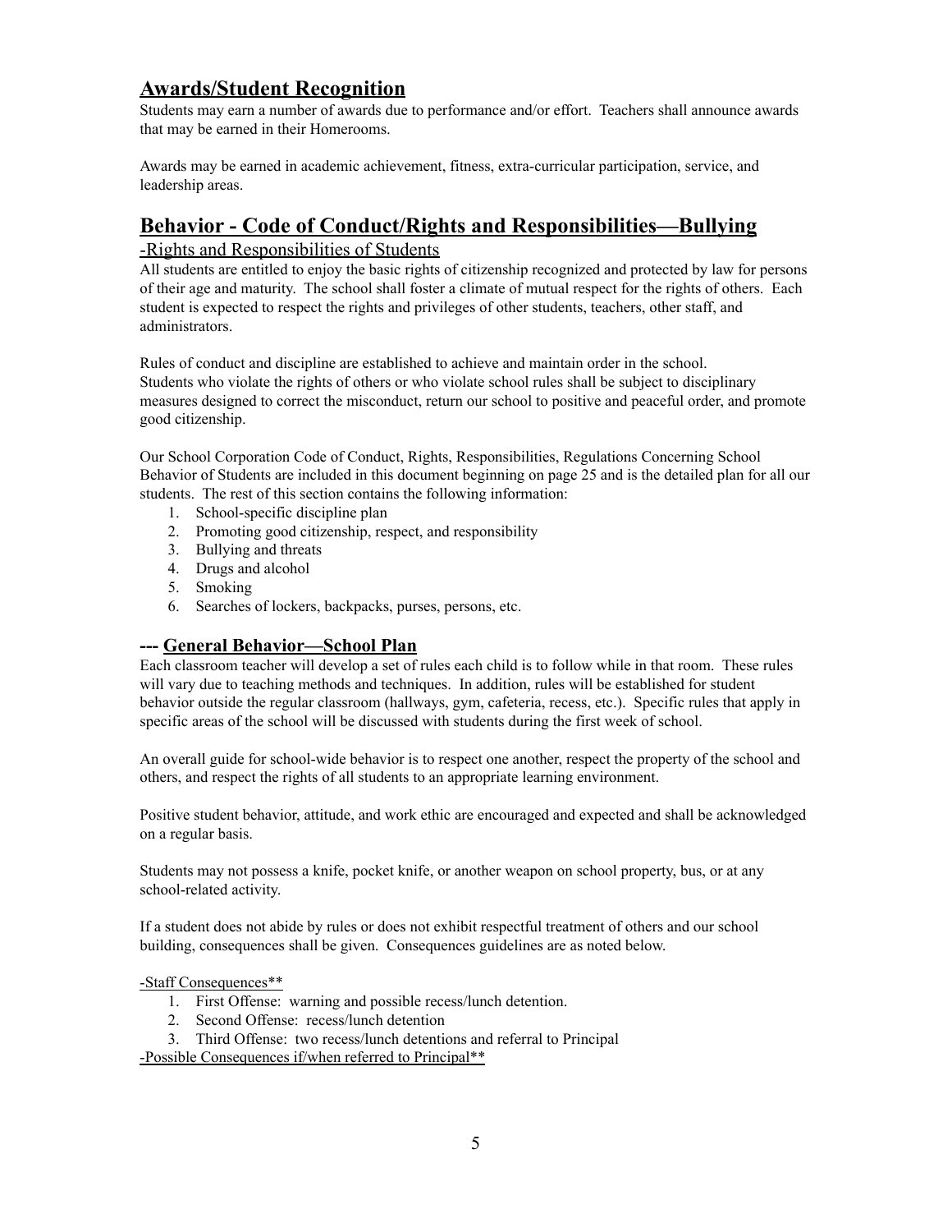## Awards/Student Recognition

Students may earn a number of awards due to performance and/or effort. Teachers shall announce awards that may be earned in their Homerooms.

Awards may be earned in academic achievement, fitness, extra-curricular participation, service, and leadership areas.

## Behavior - Code of Conduct/Rights and Responsibilities—Bullying

-Rights and Responsibilities of Students

All students are entitled to enjoy the basic rights of citizenship recognized and protected by law for persons of their age and maturity. The school shall foster a climate of mutual respect for the rights of others. Each student is expected to respect the rights and privileges of other students, teachers, other staff, and administrators.

Rules of conduct and discipline are established to achieve and maintain order in the school. Students who violate the rights of others or who violate school rules shall be subject to disciplinary measures designed to correct the misconduct, return our school to positive and peaceful order, and promote good citizenship.

Our School Corporation Code of Conduct, Rights, Responsibilities, Regulations Concerning School Behavior of Students are included in this document beginning on page 25 and is the detailed plan for all our students. The rest of this section contains the following information:

1. School-specific discipline plan
2. Promoting good citizenship, respect, and responsibility
3. Bullying and threats
4. Drugs and alcohol
5. Smoking
6. Searches of lockers, backpacks, purses, persons, etc.

### --- General Behavior—School Plan

Each classroom teacher will develop a set of rules each child is to follow while in that room. These rules will vary due to teaching methods and techniques. In addition, rules will be established for student behavior outside the regular classroom (hallways, gym, cafeteria, recess, etc.). Specific rules that apply in specific areas of the school will be discussed with students during the first week of school.

An overall guide for school-wide behavior is to respect one another, respect the property of the school and others, and respect the rights of all students to an appropriate learning environment.

Positive student behavior, attitude, and work ethic are encouraged and expected and shall be acknowledged on a regular basis.

Students may not possess a knife, pocket knife, or another weapon on school property, bus, or at any school-related activity.

If a student does not abide by rules or does not exhibit respectful treatment of others and our school building, consequences shall be given. Consequences guidelines are as noted below.

-Staff Consequences**

1. First Offense: warning and possible recess/lunch detention.
2. Second Offense: recess/lunch detention
3. Third Offense: two recess/lunch detentions and referral to Principal

-Possible Consequences if/when referred to Principal**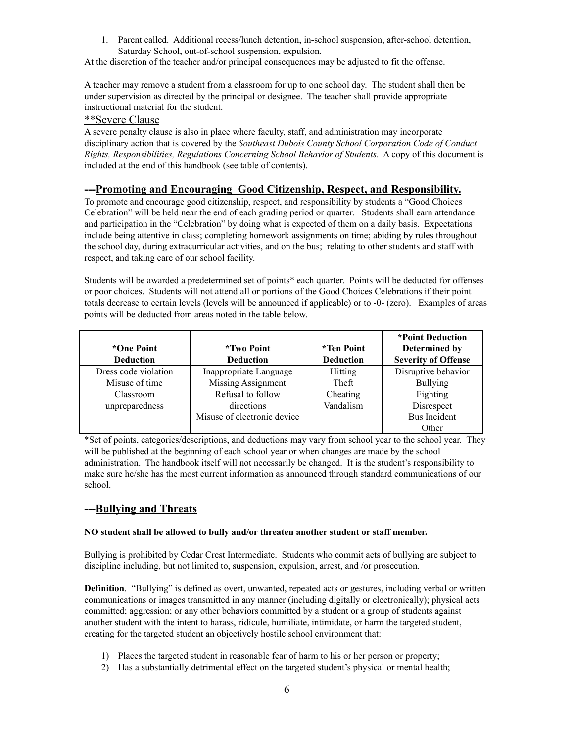1. Parent called. Additional recess/lunch detention, in-school suspension, after-school detention, Saturday School, out-of-school suspension, expulsion.

At the discretion of the teacher and/or principal consequences may be adjusted to fit the offense.

A teacher may remove a student from a classroom for up to one school day. The student shall then be under supervision as directed by the principal or designee. The teacher shall provide appropriate instructional material for the student.

**Severe Clause

A severe penalty clause is also in place where faculty, staff, and administration may incorporate disciplinary action that is covered by the *Southeast Dubois County School Corporation Code of Conduct Rights, Responsibilities, Regulations Concerning School Behavior of Students*. A copy of this document is included at the end of this handbook (see table of contents).

## ---Promoting and Encouraging Good Citizenship, Respect, and Responsibility.

To promote and encourage good citizenship, respect, and responsibility by students a "Good Choices Celebration" will be held near the end of each grading period or quarter. Students shall earn attendance and participation in the "Celebration" by doing what is expected of them on a daily basis. Expectations include being attentive in class; completing homework assignments on time; abiding by rules throughout the school day, during extracurricular activities, and on the bus; relating to other students and staff with respect, and taking care of our school facility.

Students will be awarded a predetermined set of points* each quarter. Points will be deducted for offenses or poor choices. Students will not attend all or portions of the Good Choices Celebrations if their point totals decrease to certain levels (levels will be announced if applicable) or to -0- (zero). Examples of areas points will be deducted from areas noted in the table below.

| *One Point Deduction | *Two Point Deduction | *Ten Point Deduction | *Point Deduction Determined by Severity of Offense |
|---|---|---|---|
| Dress code violation<br>Misuse of time<br>Classroom unpreparedness | Inappropriate Language<br>Missing Assignment<br>Refusal to follow directions<br>Misuse of electronic device | Hitting<br>Theft<br>Cheating<br>Vandalism | Disruptive behavior<br>Bullying<br>Fighting<br>Disrespect<br>Bus Incident<br>Other |

*Set of points, categories/descriptions, and deductions may vary from school year to the school year. They will be published at the beginning of each school year or when changes are made by the school administration. The handbook itself will not necessarily be changed. It is the student's responsibility to make sure he/she has the most current information as announced through standard communications of our school.

## ---Bullying and Threats

**NO student shall be allowed to bully and/or threaten another student or staff member.**

Bullying is prohibited by Cedar Crest Intermediate. Students who commit acts of bullying are subject to discipline including, but not limited to, suspension, expulsion, arrest, and /or prosecution.

**Definition**. "Bullying" is defined as overt, unwanted, repeated acts or gestures, including verbal or written communications or images transmitted in any manner (including digitally or electronically); physical acts committed; aggression; or any other behaviors committed by a student or a group of students against another student with the intent to harass, ridicule, humiliate, intimidate, or harm the targeted student, creating for the targeted student an objectively hostile school environment that:

1) Places the targeted student in reasonable fear of harm to his or her person or property;
2) Has a substantially detrimental effect on the targeted student's physical or mental health;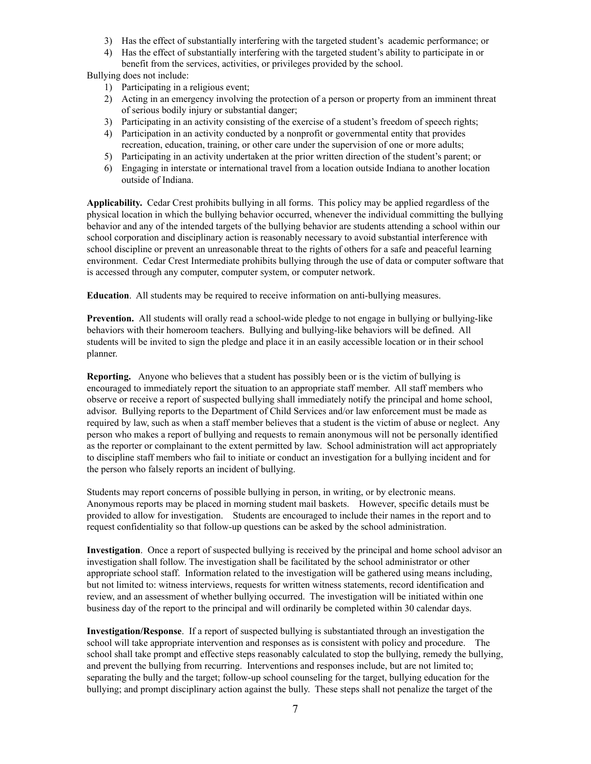3) Has the effect of substantially interfering with the targeted student's academic performance; or
4) Has the effect of substantially interfering with the targeted student's ability to participate in or benefit from the services, activities, or privileges provided by the school.

Bullying does not include:

1) Participating in a religious event;
2) Acting in an emergency involving the protection of a person or property from an imminent threat of serious bodily injury or substantial danger;
3) Participating in an activity consisting of the exercise of a student's freedom of speech rights;
4) Participation in an activity conducted by a nonprofit or governmental entity that provides recreation, education, training, or other care under the supervision of one or more adults;
5) Participating in an activity undertaken at the prior written direction of the student's parent; or
6) Engaging in interstate or international travel from a location outside Indiana to another location outside of Indiana.

**Applicability.** Cedar Crest prohibits bullying in all forms. This policy may be applied regardless of the physical location in which the bullying behavior occurred, whenever the individual committing the bullying behavior and any of the intended targets of the bullying behavior are students attending a school within our school corporation and disciplinary action is reasonably necessary to avoid substantial interference with school discipline or prevent an unreasonable threat to the rights of others for a safe and peaceful learning environment. Cedar Crest Intermediate prohibits bullying through the use of data or computer software that is accessed through any computer, computer system, or computer network.

**Education**. All students may be required to receive information on anti-bullying measures.

**Prevention.** All students will orally read a school-wide pledge to not engage in bullying or bullying-like behaviors with their homeroom teachers. Bullying and bullying-like behaviors will be defined. All students will be invited to sign the pledge and place it in an easily accessible location or in their school planner.

**Reporting.** Anyone who believes that a student has possibly been or is the victim of bullying is encouraged to immediately report the situation to an appropriate staff member. All staff members who observe or receive a report of suspected bullying shall immediately notify the principal and home school, advisor. Bullying reports to the Department of Child Services and/or law enforcement must be made as required by law, such as when a staff member believes that a student is the victim of abuse or neglect. Any person who makes a report of bullying and requests to remain anonymous will not be personally identified as the reporter or complainant to the extent permitted by law. School administration will act appropriately to discipline staff members who fail to initiate or conduct an investigation for a bullying incident and for the person who falsely reports an incident of bullying.

Students may report concerns of possible bullying in person, in writing, or by electronic means. Anonymous reports may be placed in morning student mail baskets. However, specific details must be provided to allow for investigation. Students are encouraged to include their names in the report and to request confidentiality so that follow-up questions can be asked by the school administration.

**Investigation**. Once a report of suspected bullying is received by the principal and home school advisor an investigation shall follow. The investigation shall be facilitated by the school administrator or other appropriate school staff. Information related to the investigation will be gathered using means including, but not limited to: witness interviews, requests for written witness statements, record identification and review, and an assessment of whether bullying occurred. The investigation will be initiated within one business day of the report to the principal and will ordinarily be completed within 30 calendar days.

**Investigation/Response**. If a report of suspected bullying is substantiated through an investigation the school will take appropriate intervention and responses as is consistent with policy and procedure. The school shall take prompt and effective steps reasonably calculated to stop the bullying, remedy the bullying, and prevent the bullying from recurring. Interventions and responses include, but are not limited to; separating the bully and the target; follow-up school counseling for the target, bullying education for the bullying; and prompt disciplinary action against the bully. These steps shall not penalize the target of the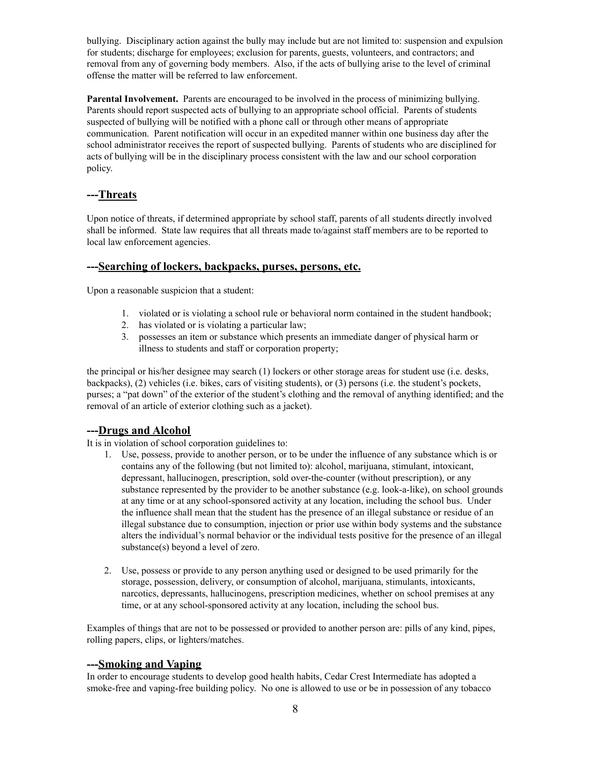bullying. Disciplinary action against the bully may include but are not limited to: suspension and expulsion for students; discharge for employees; exclusion for parents, guests, volunteers, and contractors; and removal from any of governing body members. Also, if the acts of bullying arise to the level of criminal offense the matter will be referred to law enforcement.

**Parental Involvement.** Parents are encouraged to be involved in the process of minimizing bullying. Parents should report suspected acts of bullying to an appropriate school official. Parents of students suspected of bullying will be notified with a phone call or through other means of appropriate communication. Parent notification will occur in an expedited manner within one business day after the school administrator receives the report of suspected bullying. Parents of students who are disciplined for acts of bullying will be in the disciplinary process consistent with the law and our school corporation policy.

## ---Threats

Upon notice of threats, if determined appropriate by school staff, parents of all students directly involved shall be informed. State law requires that all threats made to/against staff members are to be reported to local law enforcement agencies.

## ---Searching of lockers, backpacks, purses, persons, etc.

Upon a reasonable suspicion that a student:

1. violated or is violating a school rule or behavioral norm contained in the student handbook;
2. has violated or is violating a particular law;
3. possesses an item or substance which presents an immediate danger of physical harm or illness to students and staff or corporation property;

the principal or his/her designee may search (1) lockers or other storage areas for student use (i.e. desks, backpacks), (2) vehicles (i.e. bikes, cars of visiting students), or (3) persons (i.e. the student's pockets, purses; a "pat down" of the exterior of the student's clothing and the removal of anything identified; and the removal of an article of exterior clothing such as a jacket).

## ---Drugs and Alcohol

It is in violation of school corporation guidelines to:

1. Use, possess, provide to another person, or to be under the influence of any substance which is or contains any of the following (but not limited to): alcohol, marijuana, stimulant, intoxicant, depressant, hallucinogen, prescription, sold over-the-counter (without prescription), or any substance represented by the provider to be another substance (e.g. look-a-like), on school grounds at any time or at any school-sponsored activity at any location, including the school bus. Under the influence shall mean that the student has the presence of an illegal substance or residue of an illegal substance due to consumption, injection or prior use within body systems and the substance alters the individual's normal behavior or the individual tests positive for the presence of an illegal substance(s) beyond a level of zero.

2. Use, possess or provide to any person anything used or designed to be used primarily for the storage, possession, delivery, or consumption of alcohol, marijuana, stimulants, intoxicants, narcotics, depressants, hallucinogens, prescription medicines, whether on school premises at any time, or at any school-sponsored activity at any location, including the school bus.

Examples of things that are not to be possessed or provided to another person are: pills of any kind, pipes, rolling papers, clips, or lighters/matches.

## ---Smoking and Vaping

In order to encourage students to develop good health habits, Cedar Crest Intermediate has adopted a smoke-free and vaping-free building policy. No one is allowed to use or be in possession of any tobacco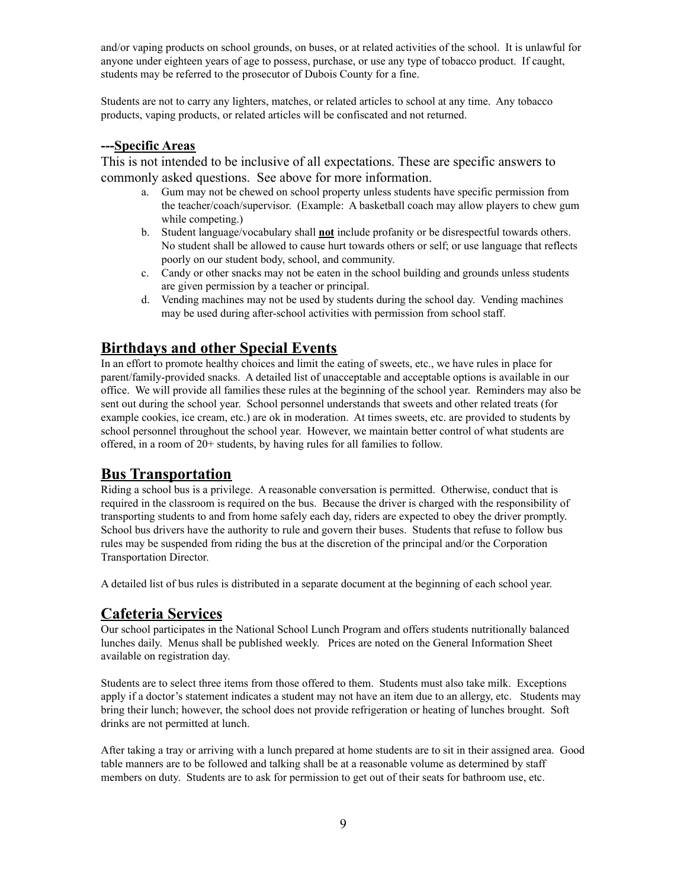and/or vaping products on school grounds, on buses, or at related activities of the school. It is unlawful for anyone under eighteen years of age to possess, purchase, or use any type of tobacco product. If caught, students may be referred to the prosecutor of Dubois County for a fine.

Students are not to carry any lighters, matches, or related articles to school at any time. Any tobacco products, vaping products, or related articles will be confiscated and not returned.

### ---Specific Areas

This is not intended to be inclusive of all expectations. These are specific answers to commonly asked questions. See above for more information.

a. Gum may not be chewed on school property unless students have specific permission from the teacher/coach/supervisor. (Example: A basketball coach may allow players to chew gum while competing.)
b. Student language/vocabulary shall **not** include profanity or be disrespectful towards others. No student shall be allowed to cause hurt towards others or self; or use language that reflects poorly on our student body, school, and community.
c. Candy or other snacks may not be eaten in the school building and grounds unless students are given permission by a teacher or principal.
d. Vending machines may not be used by students during the school day. Vending machines may be used during after-school activities with permission from school staff.

## Birthdays and other Special Events

In an effort to promote healthy choices and limit the eating of sweets, etc., we have rules in place for parent/family-provided snacks. A detailed list of unacceptable and acceptable options is available in our office. We will provide all families these rules at the beginning of the school year. Reminders may also be sent out during the school year. School personnel understands that sweets and other related treats (for example cookies, ice cream, etc.) are ok in moderation. At times sweets, etc. are provided to students by school personnel throughout the school year. However, we maintain better control of what students are offered, in a room of 20+ students, by having rules for all families to follow.

## Bus Transportation

Riding a school bus is a privilege. A reasonable conversation is permitted. Otherwise, conduct that is required in the classroom is required on the bus. Because the driver is charged with the responsibility of transporting students to and from home safely each day, riders are expected to obey the driver promptly. School bus drivers have the authority to rule and govern their buses. Students that refuse to follow bus rules may be suspended from riding the bus at the discretion of the principal and/or the Corporation Transportation Director.

A detailed list of bus rules is distributed in a separate document at the beginning of each school year.

## Cafeteria Services

Our school participates in the National School Lunch Program and offers students nutritionally balanced lunches daily. Menus shall be published weekly. Prices are noted on the General Information Sheet available on registration day.

Students are to select three items from those offered to them. Students must also take milk. Exceptions apply if a doctor's statement indicates a student may not have an item due to an allergy, etc. Students may bring their lunch; however, the school does not provide refrigeration or heating of lunches brought. Soft drinks are not permitted at lunch.

After taking a tray or arriving with a lunch prepared at home students are to sit in their assigned area. Good table manners are to be followed and talking shall be at a reasonable volume as determined by staff members on duty. Students are to ask for permission to get out of their seats for bathroom use, etc.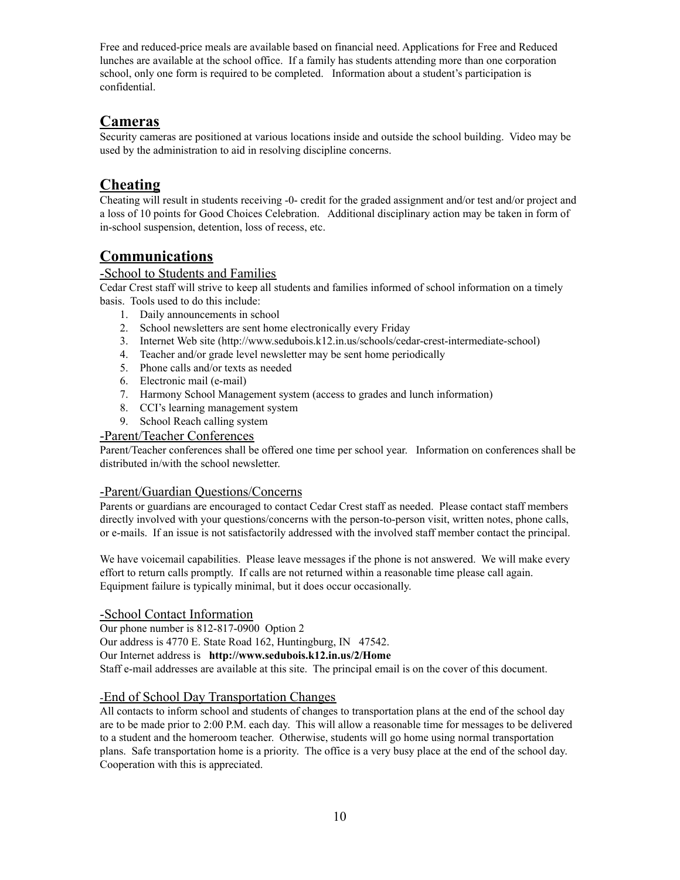Free and reduced-price meals are available based on financial need. Applications for Free and Reduced lunches are available at the school office. If a family has students attending more than one corporation school, only one form is required to be completed. Information about a student's participation is confidential.

## Cameras

Security cameras are positioned at various locations inside and outside the school building. Video may be used by the administration to aid in resolving discipline concerns.

## Cheating

Cheating will result in students receiving -0- credit for the graded assignment and/or test and/or project and a loss of 10 points for Good Choices Celebration. Additional disciplinary action may be taken in form of in-school suspension, detention, loss of recess, etc.

## Communications

### -School to Students and Families

Cedar Crest staff will strive to keep all students and families informed of school information on a timely basis. Tools used to do this include:

1. Daily announcements in school
2. School newsletters are sent home electronically every Friday
3. Internet Web site (http://www.sedubois.k12.in.us/schools/cedar-crest-intermediate-school)
4. Teacher and/or grade level newsletter may be sent home periodically
5. Phone calls and/or texts as needed
6. Electronic mail (e-mail)
7. Harmony School Management system (access to grades and lunch information)
8. CCI's learning management system
9. School Reach calling system

### -Parent/Teacher Conferences

Parent/Teacher conferences shall be offered one time per school year. Information on conferences shall be distributed in/with the school newsletter.

### -Parent/Guardian Questions/Concerns

Parents or guardians are encouraged to contact Cedar Crest staff as needed. Please contact staff members directly involved with your questions/concerns with the person-to-person visit, written notes, phone calls, or e-mails. If an issue is not satisfactorily addressed with the involved staff member contact the principal.

We have voicemail capabilities. Please leave messages if the phone is not answered. We will make every effort to return calls promptly. If calls are not returned within a reasonable time please call again. Equipment failure is typically minimal, but it does occur occasionally.

### -School Contact Information

Our phone number is 812-817-0900 Option 2
Our address is 4770 E. State Road 162, Huntingburg, IN 47542.
Our Internet address is **http://www.sedubois.k12.in.us/2/Home**
Staff e-mail addresses are available at this site. The principal email is on the cover of this document.

### -End of School Day Transportation Changes

All contacts to inform school and students of changes to transportation plans at the end of the school day are to be made prior to 2:00 P.M. each day. This will allow a reasonable time for messages to be delivered to a student and the homeroom teacher. Otherwise, students will go home using normal transportation plans. Safe transportation home is a priority. The office is a very busy place at the end of the school day. Cooperation with this is appreciated.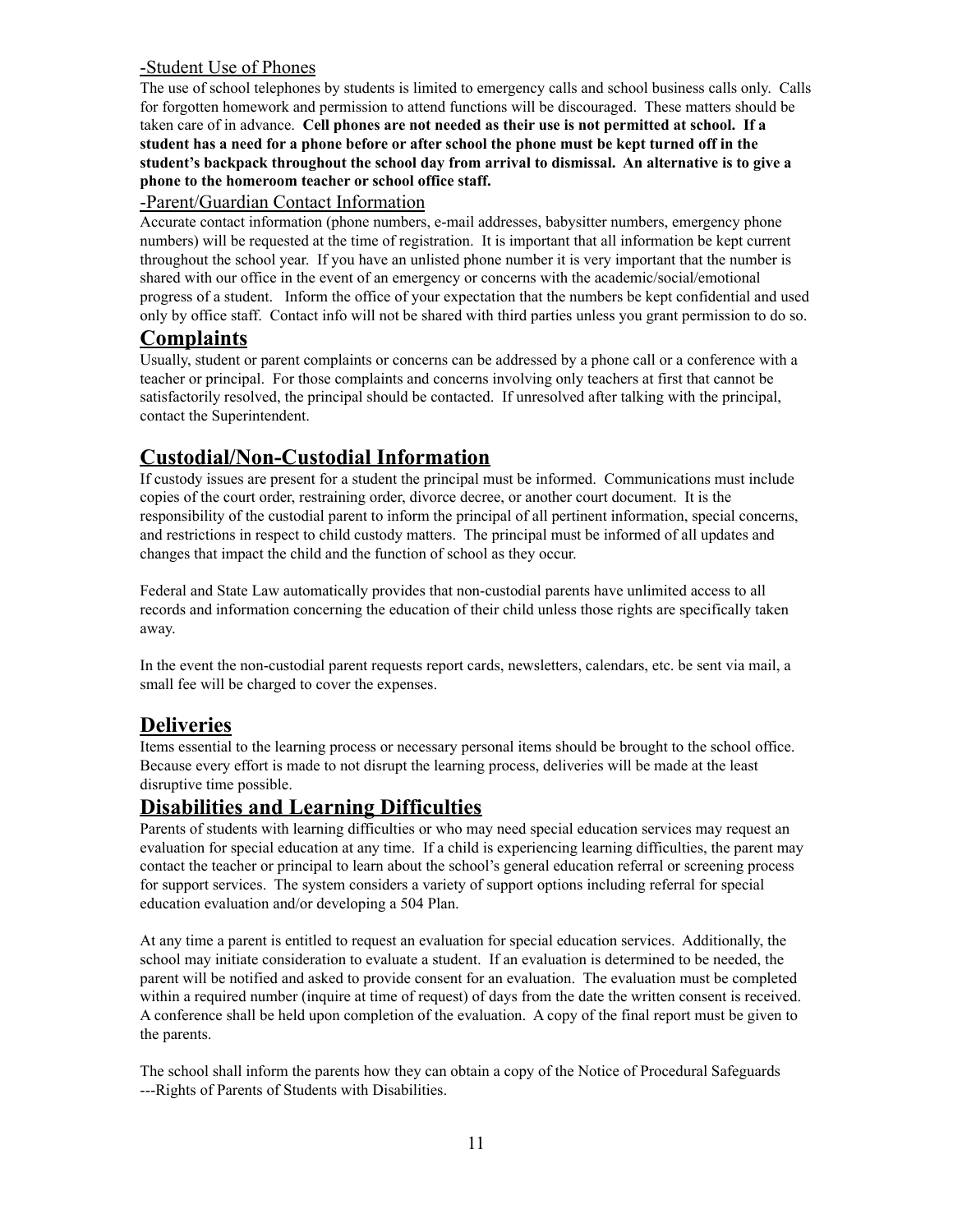### -Student Use of Phones

The use of school telephones by students is limited to emergency calls and school business calls only. Calls for forgotten homework and permission to attend functions will be discouraged. These matters should be taken care of in advance. **Cell phones are not needed as their use is not permitted at school. If a student has a need for a phone before or after school the phone must be kept turned off in the student's backpack throughout the school day from arrival to dismissal. An alternative is to give a phone to the homeroom teacher or school office staff.**

### -Parent/Guardian Contact Information

Accurate contact information (phone numbers, e-mail addresses, babysitter numbers, emergency phone numbers) will be requested at the time of registration. It is important that all information be kept current throughout the school year. If you have an unlisted phone number it is very important that the number is shared with our office in the event of an emergency or concerns with the academic/social/emotional progress of a student. Inform the office of your expectation that the numbers be kept confidential and used only by office staff. Contact info will not be shared with third parties unless you grant permission to do so.

## Complaints

Usually, student or parent complaints or concerns can be addressed by a phone call or a conference with a teacher or principal. For those complaints and concerns involving only teachers at first that cannot be satisfactorily resolved, the principal should be contacted. If unresolved after talking with the principal, contact the Superintendent.

## Custodial/Non-Custodial Information

If custody issues are present for a student the principal must be informed. Communications must include copies of the court order, restraining order, divorce decree, or another court document. It is the responsibility of the custodial parent to inform the principal of all pertinent information, special concerns, and restrictions in respect to child custody matters. The principal must be informed of all updates and changes that impact the child and the function of school as they occur.

Federal and State Law automatically provides that non-custodial parents have unlimited access to all records and information concerning the education of their child unless those rights are specifically taken away.

In the event the non-custodial parent requests report cards, newsletters, calendars, etc. be sent via mail, a small fee will be charged to cover the expenses.

## Deliveries

Items essential to the learning process or necessary personal items should be brought to the school office. Because every effort is made to not disrupt the learning process, deliveries will be made at the least disruptive time possible.

## Disabilities and Learning Difficulties

Parents of students with learning difficulties or who may need special education services may request an evaluation for special education at any time. If a child is experiencing learning difficulties, the parent may contact the teacher or principal to learn about the school's general education referral or screening process for support services. The system considers a variety of support options including referral for special education evaluation and/or developing a 504 Plan.

At any time a parent is entitled to request an evaluation for special education services. Additionally, the school may initiate consideration to evaluate a student. If an evaluation is determined to be needed, the parent will be notified and asked to provide consent for an evaluation. The evaluation must be completed within a required number (inquire at time of request) of days from the date the written consent is received. A conference shall be held upon completion of the evaluation. A copy of the final report must be given to the parents.

The school shall inform the parents how they can obtain a copy of the Notice of Procedural Safeguards ---Rights of Parents of Students with Disabilities.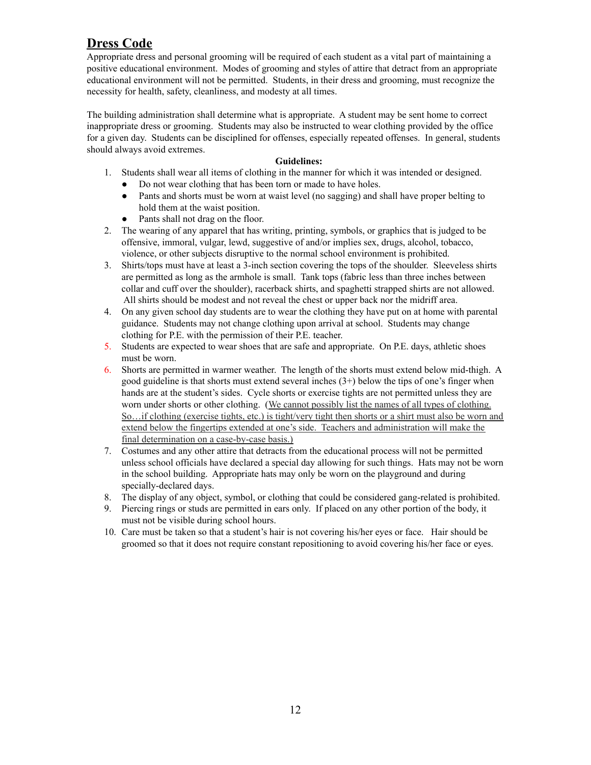## Dress Code

Appropriate dress and personal grooming will be required of each student as a vital part of maintaining a positive educational environment. Modes of grooming and styles of attire that detract from an appropriate educational environment will not be permitted. Students, in their dress and grooming, must recognize the necessity for health, safety, cleanliness, and modesty at all times.

The building administration shall determine what is appropriate. A student may be sent home to correct inappropriate dress or grooming. Students may also be instructed to wear clothing provided by the office for a given day. Students can be disciplined for offenses, especially repeated offenses. In general, students should always avoid extremes.

**Guidelines:**

1. Students shall wear all items of clothing in the manner for which it was intended or designed.
   - Do not wear clothing that has been torn or made to have holes.
   - Pants and shorts must be worn at waist level (no sagging) and shall have proper belting to hold them at the waist position.
   - Pants shall not drag on the floor.
2. The wearing of any apparel that has writing, printing, symbols, or graphics that is judged to be offensive, immoral, vulgar, lewd, suggestive of and/or implies sex, drugs, alcohol, tobacco, violence, or other subjects disruptive to the normal school environment is prohibited.
3. Shirts/tops must have at least a 3-inch section covering the tops of the shoulder. Sleeveless shirts are permitted as long as the armhole is small. Tank tops (fabric less than three inches between collar and cuff over the shoulder), racerback shirts, and spaghetti strapped shirts are not allowed. All shirts should be modest and not reveal the chest or upper back nor the midriff area.
4. On any given school day students are to wear the clothing they have put on at home with parental guidance. Students may not change clothing upon arrival at school. Students may change clothing for P.E. with the permission of their P.E. teacher.
5. Students are expected to wear shoes that are safe and appropriate. On P.E. days, athletic shoes must be worn.
6. Shorts are permitted in warmer weather. The length of the shorts must extend below mid-thigh. A good guideline is that shorts must extend several inches (3+) below the tips of one's finger when hands are at the student's sides. Cycle shorts or exercise tights are not permitted unless they are worn under shorts or other clothing. (We cannot possibly list the names of all types of clothing. So…if clothing (exercise tights, etc.) is tight/very tight then shorts or a shirt must also be worn and extend below the fingertips extended at one's side. Teachers and administration will make the final determination on a case-by-case basis.)
7. Costumes and any other attire that detracts from the educational process will not be permitted unless school officials have declared a special day allowing for such things. Hats may not be worn in the school building. Appropriate hats may only be worn on the playground and during specially-declared days.
8. The display of any object, symbol, or clothing that could be considered gang-related is prohibited.
9. Piercing rings or studs are permitted in ears only. If placed on any other portion of the body, it must not be visible during school hours.
10. Care must be taken so that a student's hair is not covering his/her eyes or face. Hair should be groomed so that it does not require constant repositioning to avoid covering his/her face or eyes.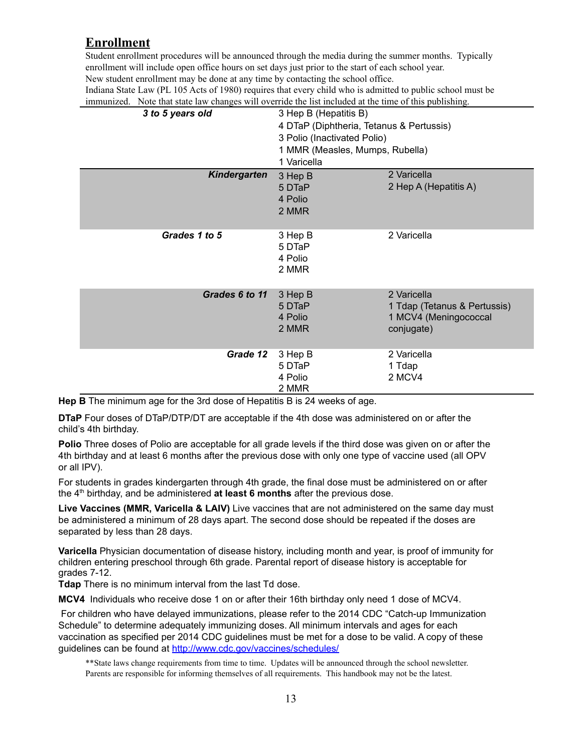## Enrollment

Student enrollment procedures will be announced through the media during the summer months. Typically enrollment will include open office hours on set days just prior to the start of each school year.
New student enrollment may be done at any time by contacting the school office.
Indiana State Law (PL 105 Acts of 1980) requires that every child who is admitted to public school must be immunized. Note that state law changes will override the list included at the time of this publishing.

| | | |
|---|---|---|
| ***3 to 5 years old*** | 3 Hep B (Hepatitis B)<br>4 DTaP (Diphtheria, Tetanus & Pertussis)<br>3 Polio (Inactivated Polio)<br>1 MMR (Measles, Mumps, Rubella)<br>1 Varicella | |
| ***Kindergarten*** | 3 Hep B<br>5 DTaP<br>4 Polio<br>2 MMR | 2 Varicella<br>2 Hep A (Hepatitis A) |
| ***Grades 1 to 5*** | 3 Hep B<br>5 DTaP<br>4 Polio<br>2 MMR | 2 Varicella |
| ***Grades 6 to 11*** | 3 Hep B<br>5 DTaP<br>4 Polio<br>2 MMR | 2 Varicella<br>1 Tdap (Tetanus & Pertussis)<br>1 MCV4 (Meningococcal conjugate) |
| ***Grade 12*** | 3 Hep B<br>5 DTaP<br>4 Polio<br>2 MMR | 2 Varicella<br>1 Tdap<br>2 MCV4 |

**Hep B** The minimum age for the 3rd dose of Hepatitis B is 24 weeks of age.

**DTaP** Four doses of DTaP/DTP/DT are acceptable if the 4th dose was administered on or after the child's 4th birthday.

**Polio** Three doses of Polio are acceptable for all grade levels if the third dose was given on or after the 4th birthday and at least 6 months after the previous dose with only one type of vaccine used (all OPV or all IPV).

For students in grades kindergarten through 4th grade, the final dose must be administered on or after the 4th birthday, and be administered **at least 6 months** after the previous dose.

**Live Vaccines (MMR, Varicella & LAIV)** Live vaccines that are not administered on the same day must be administered a minimum of 28 days apart. The second dose should be repeated if the doses are separated by less than 28 days.

**Varicella** Physician documentation of disease history, including month and year, is proof of immunity for children entering preschool through 6th grade. Parental report of disease history is acceptable for grades 7-12.

**Tdap** There is no minimum interval from the last Td dose.

**MCV4** Individuals who receive dose 1 on or after their 16th birthday only need 1 dose of MCV4.

For children who have delayed immunizations, please refer to the 2014 CDC "Catch-up Immunization Schedule" to determine adequately immunizing doses. All minimum intervals and ages for each vaccination as specified per 2014 CDC guidelines must be met for a dose to be valid. A copy of these guidelines can be found at http://www.cdc.gov/vaccines/schedules/

**State laws change requirements from time to time. Updates will be announced through the school newsletter. Parents are responsible for informing themselves of all requirements. This handbook may not be the latest.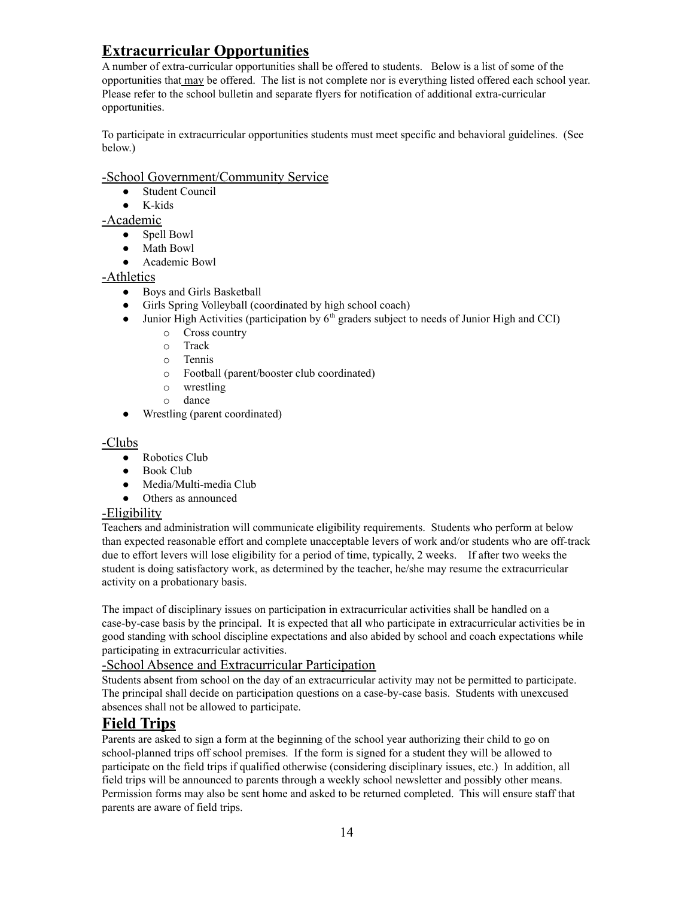## Extracurricular Opportunities

A number of extra-curricular opportunities shall be offered to students. Below is a list of some of the opportunities that may be offered. The list is not complete nor is everything listed offered each school year. Please refer to the school bulletin and separate flyers for notification of additional extra-curricular opportunities.

To participate in extracurricular opportunities students must meet specific and behavioral guidelines. (See below.)

### -School Government/Community Service

- Student Council
- K-kids

### -Academic

- Spell Bowl
- Math Bowl
- Academic Bowl

### -Athletics

- Boys and Girls Basketball
- Girls Spring Volleyball (coordinated by high school coach)
- Junior High Activities (participation by 6th graders subject to needs of Junior High and CCI)
  - Cross country
  - Track
  - Tennis
  - Football (parent/booster club coordinated)
  - wrestling
  - dance
- Wrestling (parent coordinated)

### -Clubs

- Robotics Club
- Book Club
- Media/Multi-media Club
- Others as announced

### -Eligibility

Teachers and administration will communicate eligibility requirements. Students who perform at below than expected reasonable effort and complete unacceptable levers of work and/or students who are off-track due to effort levers will lose eligibility for a period of time, typically, 2 weeks. If after two weeks the student is doing satisfactory work, as determined by the teacher, he/she may resume the extracurricular activity on a probationary basis.

The impact of disciplinary issues on participation in extracurricular activities shall be handled on a case-by-case basis by the principal. It is expected that all who participate in extracurricular activities be in good standing with school discipline expectations and also abided by school and coach expectations while participating in extracurricular activities.

### -School Absence and Extracurricular Participation

Students absent from school on the day of an extracurricular activity may not be permitted to participate. The principal shall decide on participation questions on a case-by-case basis. Students with unexcused absences shall not be allowed to participate.

## Field Trips

Parents are asked to sign a form at the beginning of the school year authorizing their child to go on school-planned trips off school premises. If the form is signed for a student they will be allowed to participate on the field trips if qualified otherwise (considering disciplinary issues, etc.) In addition, all field trips will be announced to parents through a weekly school newsletter and possibly other means. Permission forms may also be sent home and asked to be returned completed. This will ensure staff that parents are aware of field trips.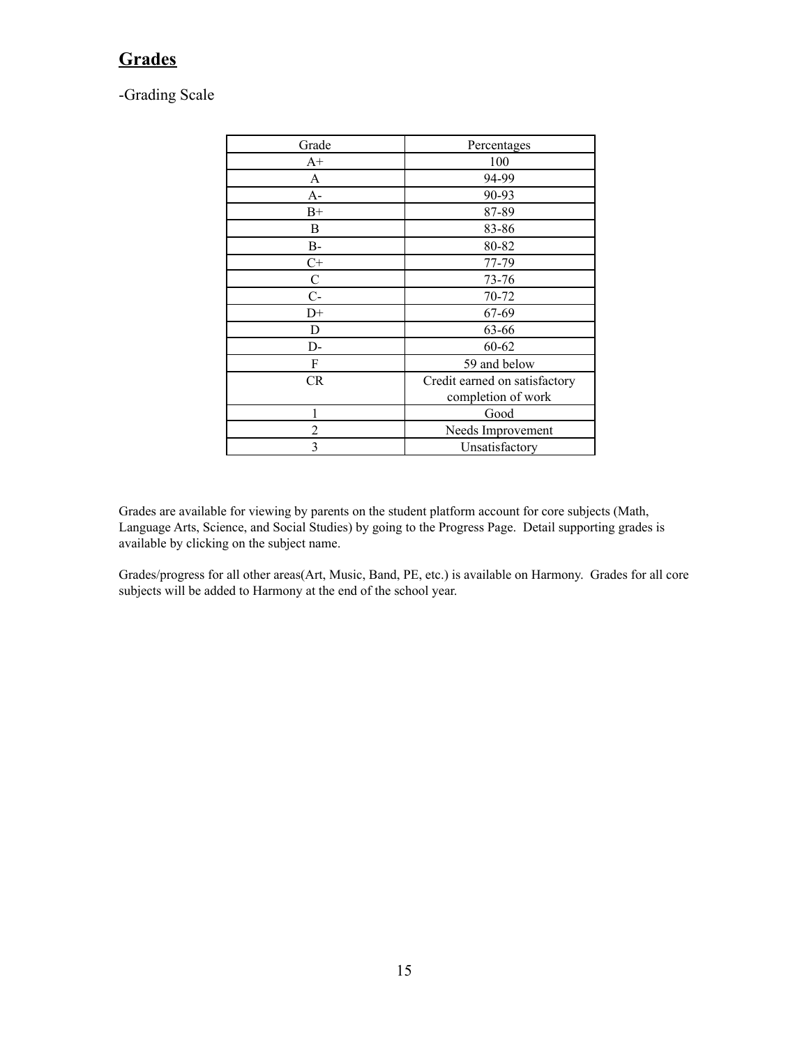## Grades

-Grading Scale

| Grade | Percentages |
|---|---|
| A+ | 100 |
| A | 94-99 |
| A- | 90-93 |
| B+ | 87-89 |
| B | 83-86 |
| B- | 80-82 |
| C+ | 77-79 |
| C | 73-76 |
| C- | 70-72 |
| D+ | 67-69 |
| D | 63-66 |
| D- | 60-62 |
| F | 59 and below |
| CR | Credit earned on satisfactory completion of work |
| 1 | Good |
| 2 | Needs Improvement |
| 3 | Unsatisfactory |

Grades are available for viewing by parents on the student platform account for core subjects (Math, Language Arts, Science, and Social Studies) by going to the Progress Page. Detail supporting grades is available by clicking on the subject name.

Grades/progress for all other areas(Art, Music, Band, PE, etc.) is available on Harmony. Grades for all core subjects will be added to Harmony at the end of the school year.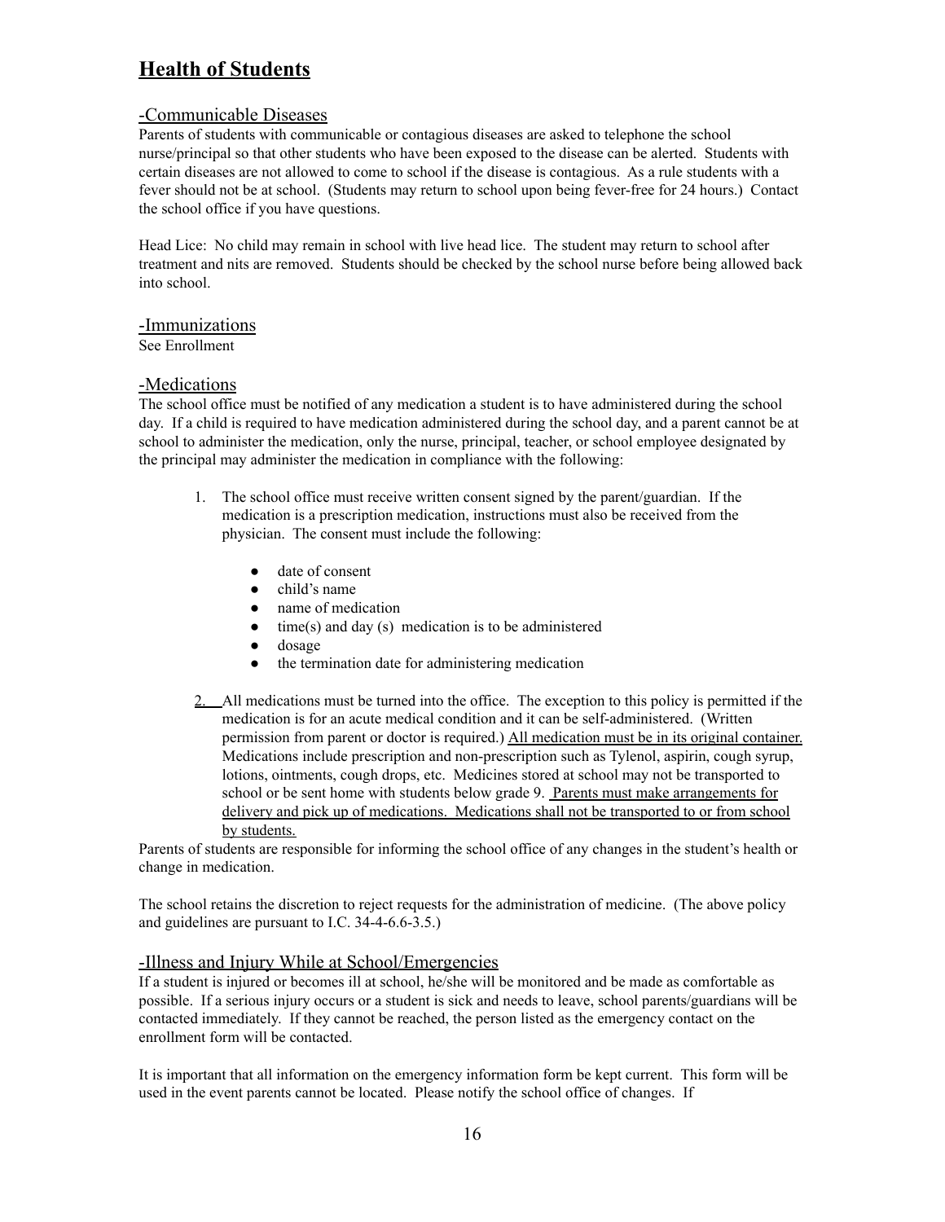# **Health of Students**

## -Communicable Diseases

Parents of students with communicable or contagious diseases are asked to telephone the school nurse/principal so that other students who have been exposed to the disease can be alerted. Students with certain diseases are not allowed to come to school if the disease is contagious. As a rule students with a fever should not be at school. (Students may return to school upon being fever-free for 24 hours.) Contact the school office if you have questions.

Head Lice: No child may remain in school with live head lice. The student may return to school after treatment and nits are removed. Students should be checked by the school nurse before being allowed back into school.

## -Immunizations

See Enrollment

## -Medications

The school office must be notified of any medication a student is to have administered during the school day. If a child is required to have medication administered during the school day, and a parent cannot be at school to administer the medication, only the nurse, principal, teacher, or school employee designated by the principal may administer the medication in compliance with the following:

1. The school office must receive written consent signed by the parent/guardian. If the medication is a prescription medication, instructions must also be received from the physician. The consent must include the following:
   - date of consent
   - child's name
   - name of medication
   - time(s) and day (s) medication is to be administered
   - dosage
   - the termination date for administering medication
2. All medications must be turned into the office. The exception to this policy is permitted if the medication is for an acute medical condition and it can be self-administered. (Written permission from parent or doctor is required.) <u>All medication must be in its original container.</u> Medications include prescription and non-prescription such as Tylenol, aspirin, cough syrup, lotions, ointments, cough drops, etc. Medicines stored at school may not be transported to school or be sent home with students below grade 9. <u>Parents must make arrangements for delivery and pick up of medications. Medications shall not be transported to or from school by students.</u>

Parents of students are responsible for informing the school office of any changes in the student's health or change in medication.

The school retains the discretion to reject requests for the administration of medicine. (The above policy and guidelines are pursuant to I.C. 34-4-6.6-3.5.)

## -Illness and Injury While at School/Emergencies

If a student is injured or becomes ill at school, he/she will be monitored and be made as comfortable as possible. If a serious injury occurs or a student is sick and needs to leave, school parents/guardians will be contacted immediately. If they cannot be reached, the person listed as the emergency contact on the enrollment form will be contacted.

It is important that all information on the emergency information form be kept current. This form will be used in the event parents cannot be located. Please notify the school office of changes. If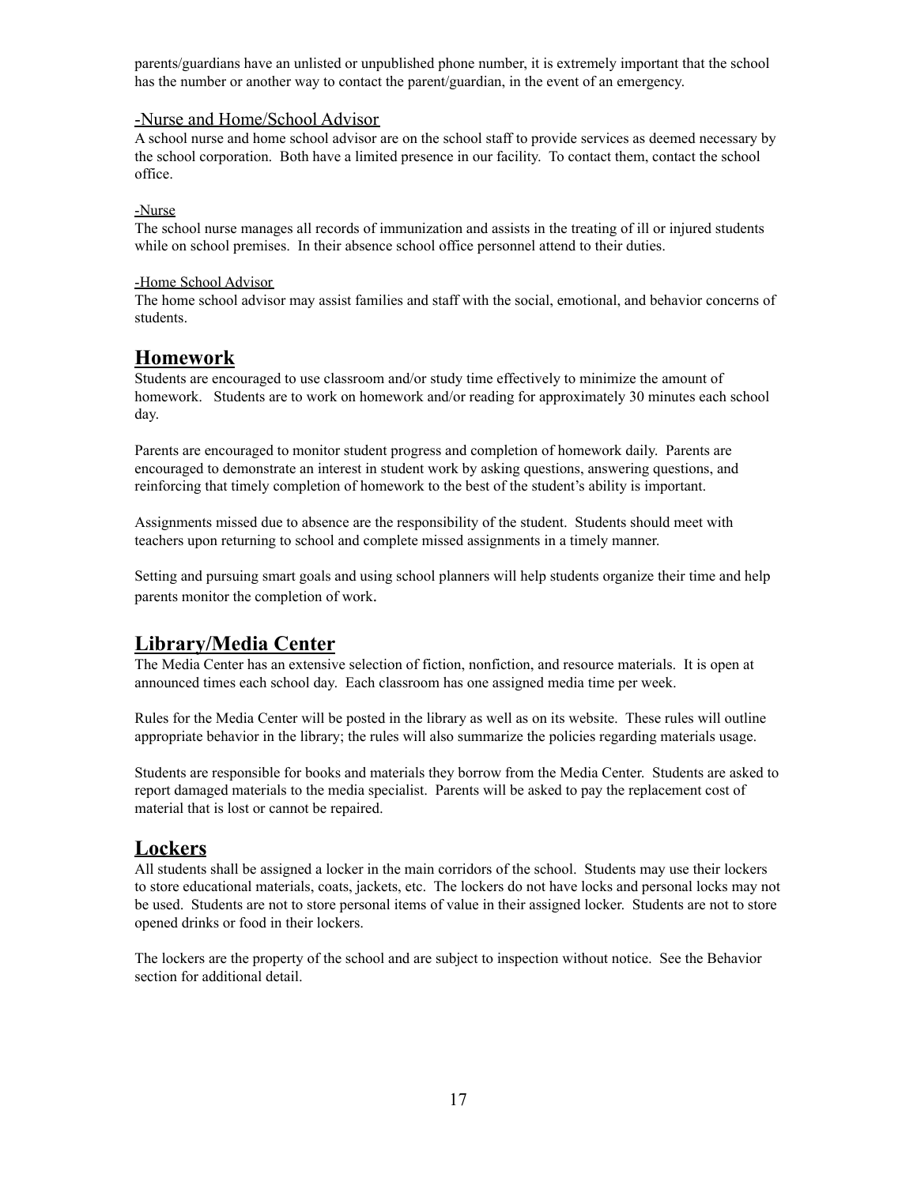parents/guardians have an unlisted or unpublished phone number, it is extremely important that the school has the number or another way to contact the parent/guardian, in the event of an emergency.

-Nurse and Home/School Advisor

A school nurse and home school advisor are on the school staff to provide services as deemed necessary by the school corporation. Both have a limited presence in our facility. To contact them, contact the school office.

-Nurse

The school nurse manages all records of immunization and assists in the treating of ill or injured students while on school premises. In their absence school office personnel attend to their duties.

-Home School Advisor

The home school advisor may assist families and staff with the social, emotional, and behavior concerns of students.

## Homework

Students are encouraged to use classroom and/or study time effectively to minimize the amount of homework. Students are to work on homework and/or reading for approximately 30 minutes each school day.

Parents are encouraged to monitor student progress and completion of homework daily. Parents are encouraged to demonstrate an interest in student work by asking questions, answering questions, and reinforcing that timely completion of homework to the best of the student's ability is important.

Assignments missed due to absence are the responsibility of the student. Students should meet with teachers upon returning to school and complete missed assignments in a timely manner.

Setting and pursuing smart goals and using school planners will help students organize their time and help parents monitor the completion of work.

## Library/Media Center

The Media Center has an extensive selection of fiction, nonfiction, and resource materials. It is open at announced times each school day. Each classroom has one assigned media time per week.

Rules for the Media Center will be posted in the library as well as on its website. These rules will outline appropriate behavior in the library; the rules will also summarize the policies regarding materials usage.

Students are responsible for books and materials they borrow from the Media Center. Students are asked to report damaged materials to the media specialist. Parents will be asked to pay the replacement cost of material that is lost or cannot be repaired.

## Lockers

All students shall be assigned a locker in the main corridors of the school. Students may use their lockers to store educational materials, coats, jackets, etc. The lockers do not have locks and personal locks may not be used. Students are not to store personal items of value in their assigned locker. Students are not to store opened drinks or food in their lockers.

The lockers are the property of the school and are subject to inspection without notice. See the Behavior section for additional detail.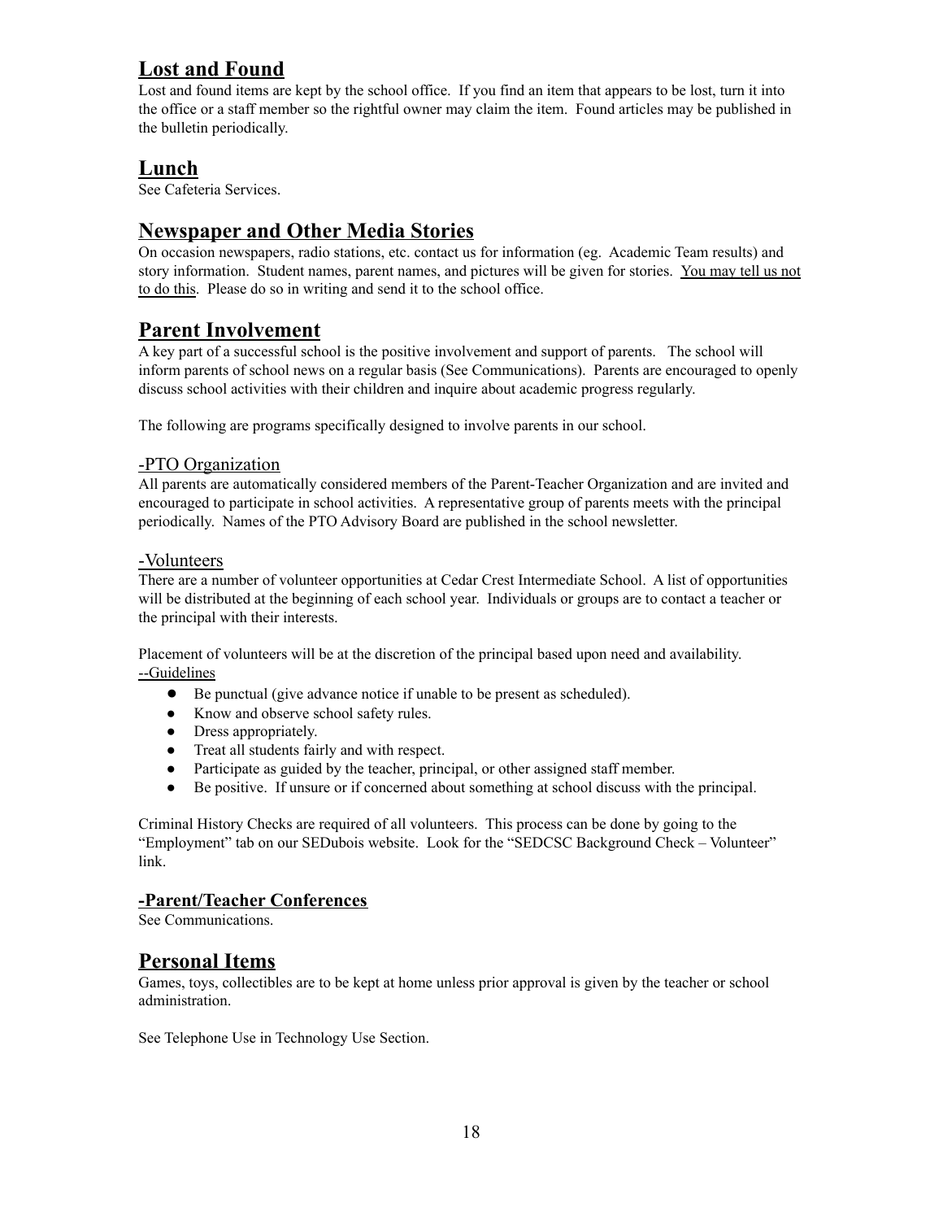## Lost and Found

Lost and found items are kept by the school office. If you find an item that appears to be lost, turn it into the office or a staff member so the rightful owner may claim the item. Found articles may be published in the bulletin periodically.

## Lunch

See Cafeteria Services.

## Newspaper and Other Media Stories

On occasion newspapers, radio stations, etc. contact us for information (eg. Academic Team results) and story information. Student names, parent names, and pictures will be given for stories. You may tell us not to do this. Please do so in writing and send it to the school office.

## Parent Involvement

A key part of a successful school is the positive involvement and support of parents. The school will inform parents of school news on a regular basis (See Communications). Parents are encouraged to openly discuss school activities with their children and inquire about academic progress regularly.

The following are programs specifically designed to involve parents in our school.

### -PTO Organization

All parents are automatically considered members of the Parent-Teacher Organization and are invited and encouraged to participate in school activities. A representative group of parents meets with the principal periodically. Names of the PTO Advisory Board are published in the school newsletter.

### -Volunteers

There are a number of volunteer opportunities at Cedar Crest Intermediate School. A list of opportunities will be distributed at the beginning of each school year. Individuals or groups are to contact a teacher or the principal with their interests.

Placement of volunteers will be at the discretion of the principal based upon need and availability.

--Guidelines

- Be punctual (give advance notice if unable to be present as scheduled).
- Know and observe school safety rules.
- Dress appropriately.
- Treat all students fairly and with respect.
- Participate as guided by the teacher, principal, or other assigned staff member.
- Be positive. If unsure or if concerned about something at school discuss with the principal.

Criminal History Checks are required of all volunteers. This process can be done by going to the "Employment" tab on our SEDubois website. Look for the "SEDCSC Background Check – Volunteer" link.

### -Parent/Teacher Conferences

See Communications.

## Personal Items

Games, toys, collectibles are to be kept at home unless prior approval is given by the teacher or school administration.

See Telephone Use in Technology Use Section.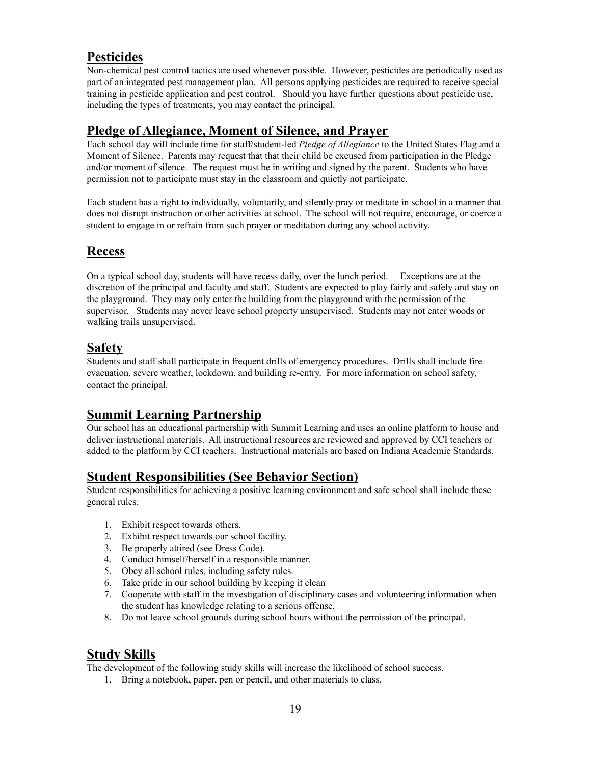## Pesticides

Non-chemical pest control tactics are used whenever possible. However, pesticides are periodically used as part of an integrated pest management plan. All persons applying pesticides are required to receive special training in pesticide application and pest control. Should you have further questions about pesticide use, including the types of treatments, you may contact the principal.

## Pledge of Allegiance, Moment of Silence, and Prayer

Each school day will include time for staff/student-led *Pledge of Allegiance* to the United States Flag and a Moment of Silence. Parents may request that that their child be excused from participation in the Pledge and/or moment of silence. The request must be in writing and signed by the parent. Students who have permission not to participate must stay in the classroom and quietly not participate.

Each student has a right to individually, voluntarily, and silently pray or meditate in school in a manner that does not disrupt instruction or other activities at school. The school will not require, encourage, or coerce a student to engage in or refrain from such prayer or meditation during any school activity.

## Recess

On a typical school day, students will have recess daily, over the lunch period. Exceptions are at the discretion of the principal and faculty and staff. Students are expected to play fairly and safely and stay on the playground. They may only enter the building from the playground with the permission of the supervisor. Students may never leave school property unsupervised. Students may not enter woods or walking trails unsupervised.

## Safety

Students and staff shall participate in frequent drills of emergency procedures. Drills shall include fire evacuation, severe weather, lockdown, and building re-entry. For more information on school safety, contact the principal.

## Summit Learning Partnership

Our school has an educational partnership with Summit Learning and uses an online platform to house and deliver instructional materials. All instructional resources are reviewed and approved by CCI teachers or added to the platform by CCI teachers. Instructional materials are based on Indiana Academic Standards.

## Student Responsibilities (See Behavior Section)

Student responsibilities for achieving a positive learning environment and safe school shall include these general rules:

1. Exhibit respect towards others.
2. Exhibit respect towards our school facility.
3. Be properly attired (see Dress Code).
4. Conduct himself/herself in a responsible manner.
5. Obey all school rules, including safety rules.
6. Take pride in our school building by keeping it clean
7. Cooperate with staff in the investigation of disciplinary cases and volunteering information when the student has knowledge relating to a serious offense.
8. Do not leave school grounds during school hours without the permission of the principal.

## Study Skills

The development of the following study skills will increase the likelihood of school success.

1. Bring a notebook, paper, pen or pencil, and other materials to class.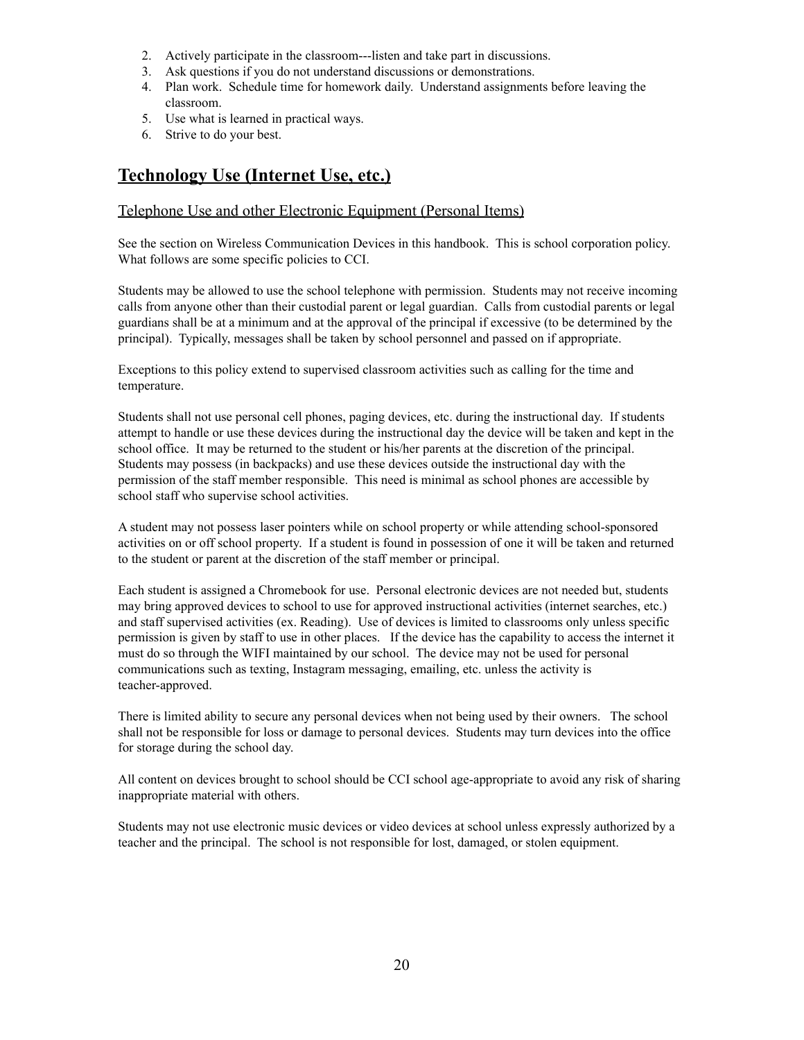2. Actively participate in the classroom---listen and take part in discussions.
3. Ask questions if you do not understand discussions or demonstrations.
4. Plan work. Schedule time for homework daily. Understand assignments before leaving the classroom.
5. Use what is learned in practical ways.
6. Strive to do your best.

## Technology Use (Internet Use, etc.)

### Telephone Use and other Electronic Equipment (Personal Items)

See the section on Wireless Communication Devices in this handbook. This is school corporation policy. What follows are some specific policies to CCI.

Students may be allowed to use the school telephone with permission. Students may not receive incoming calls from anyone other than their custodial parent or legal guardian. Calls from custodial parents or legal guardians shall be at a minimum and at the approval of the principal if excessive (to be determined by the principal). Typically, messages shall be taken by school personnel and passed on if appropriate.

Exceptions to this policy extend to supervised classroom activities such as calling for the time and temperature.

Students shall not use personal cell phones, paging devices, etc. during the instructional day. If students attempt to handle or use these devices during the instructional day the device will be taken and kept in the school office. It may be returned to the student or his/her parents at the discretion of the principal. Students may possess (in backpacks) and use these devices outside the instructional day with the permission of the staff member responsible. This need is minimal as school phones are accessible by school staff who supervise school activities.

A student may not possess laser pointers while on school property or while attending school-sponsored activities on or off school property. If a student is found in possession of one it will be taken and returned to the student or parent at the discretion of the staff member or principal.

Each student is assigned a Chromebook for use. Personal electronic devices are not needed but, students may bring approved devices to school to use for approved instructional activities (internet searches, etc.) and staff supervised activities (ex. Reading). Use of devices is limited to classrooms only unless specific permission is given by staff to use in other places. If the device has the capability to access the internet it must do so through the WIFI maintained by our school. The device may not be used for personal communications such as texting, Instagram messaging, emailing, etc. unless the activity is teacher-approved.

There is limited ability to secure any personal devices when not being used by their owners. The school shall not be responsible for loss or damage to personal devices. Students may turn devices into the office for storage during the school day.

All content on devices brought to school should be CCI school age-appropriate to avoid any risk of sharing inappropriate material with others.

Students may not use electronic music devices or video devices at school unless expressly authorized by a teacher and the principal. The school is not responsible for lost, damaged, or stolen equipment.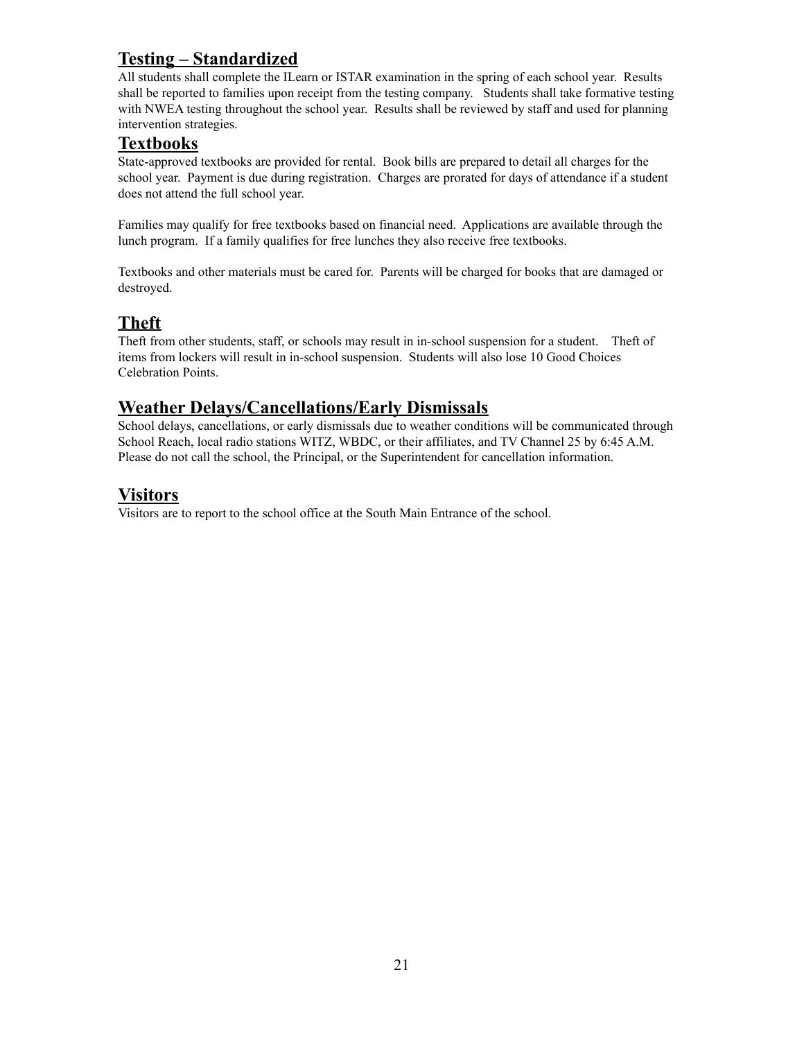## Testing – Standardized

All students shall complete the ILearn or ISTAR examination in the spring of each school year. Results shall be reported to families upon receipt from the testing company. Students shall take formative testing with NWEA testing throughout the school year. Results shall be reviewed by staff and used for planning intervention strategies.

## Textbooks

State-approved textbooks are provided for rental. Book bills are prepared to detail all charges for the school year. Payment is due during registration. Charges are prorated for days of attendance if a student does not attend the full school year.

Families may qualify for free textbooks based on financial need. Applications are available through the lunch program. If a family qualifies for free lunches they also receive free textbooks.

Textbooks and other materials must be cared for. Parents will be charged for books that are damaged or destroyed.

## Theft

Theft from other students, staff, or schools may result in in-school suspension for a student. Theft of items from lockers will result in in-school suspension. Students will also lose 10 Good Choices Celebration Points.

## Weather Delays/Cancellations/Early Dismissals

School delays, cancellations, or early dismissals due to weather conditions will be communicated through School Reach, local radio stations WITZ, WBDC, or their affiliates, and TV Channel 25 by 6:45 A.M. Please do not call the school, the Principal, or the Superintendent for cancellation information.

## Visitors

Visitors are to report to the school office at the South Main Entrance of the school.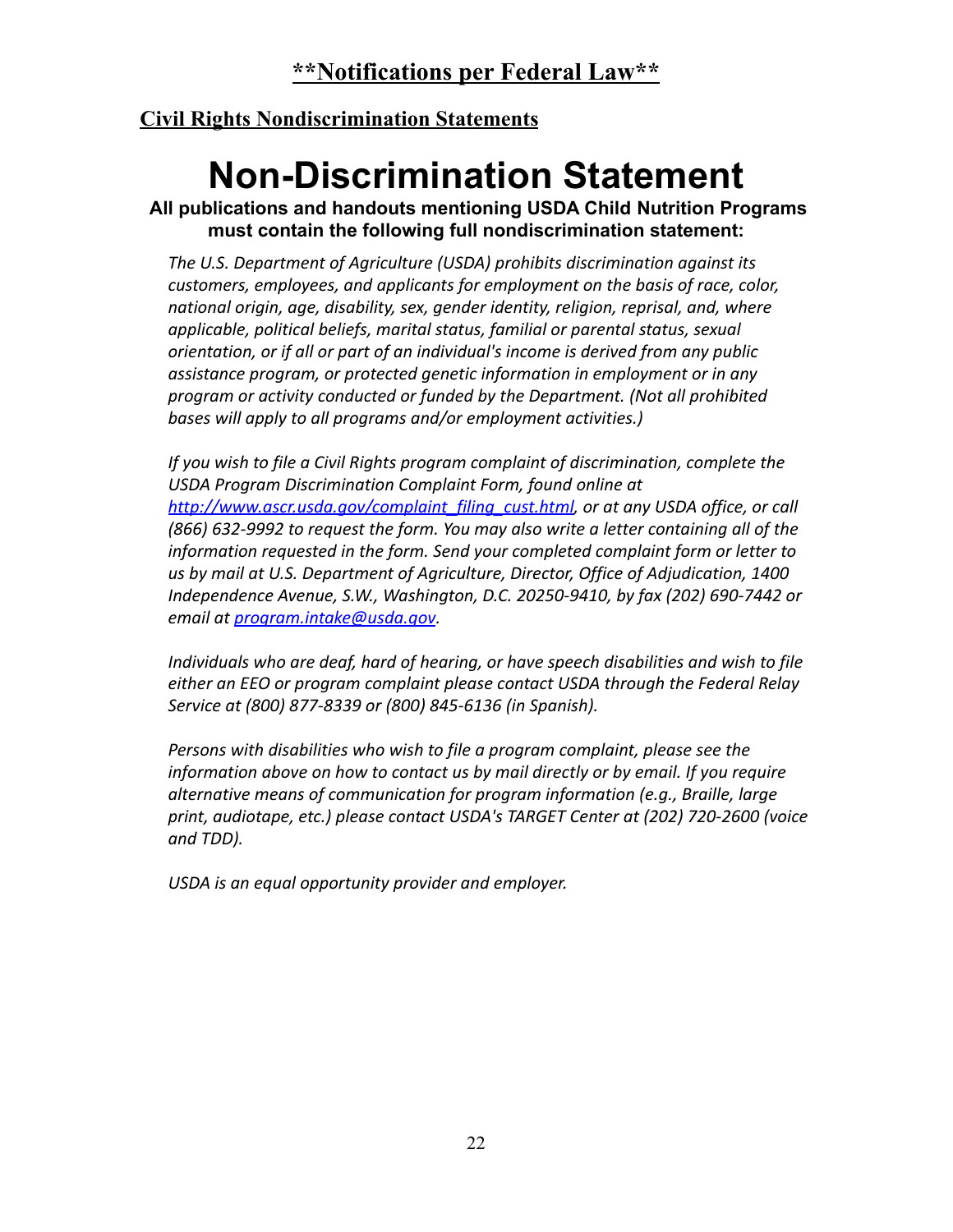# **Notifications per Federal Law**

## Civil Rights Nondiscrimination Statements

# Non-Discrimination Statement

**All publications and handouts mentioning USDA Child Nutrition Programs must contain the following full nondiscrimination statement:**

*The U.S. Department of Agriculture (USDA) prohibits discrimination against its customers, employees, and applicants for employment on the basis of race, color, national origin, age, disability, sex, gender identity, religion, reprisal, and, where applicable, political beliefs, marital status, familial or parental status, sexual orientation, or if all or part of an individual's income is derived from any public assistance program, or protected genetic information in employment or in any program or activity conducted or funded by the Department. (Not all prohibited bases will apply to all programs and/or employment activities.)*

*If you wish to file a Civil Rights program complaint of discrimination, complete the USDA Program Discrimination Complaint Form, found online at [http://www.ascr.usda.gov/complaint_filing_cust.html](http://www.ascr.usda.gov/complaint_filing_cust.html), or at any USDA office, or call (866) 632-9992 to request the form. You may also write a letter containing all of the information requested in the form. Send your completed complaint form or letter to us by mail at U.S. Department of Agriculture, Director, Office of Adjudication, 1400 Independence Avenue, S.W., Washington, D.C. 20250-9410, by fax (202) 690-7442 or email at [program.intake@usda.gov](mailto:program.intake@usda.gov).*

*Individuals who are deaf, hard of hearing, or have speech disabilities and wish to file either an EEO or program complaint please contact USDA through the Federal Relay Service at (800) 877-8339 or (800) 845-6136 (in Spanish).*

*Persons with disabilities who wish to file a program complaint, please see the information above on how to contact us by mail directly or by email. If you require alternative means of communication for program information (e.g., Braille, large print, audiotape, etc.) please contact USDA's TARGET Center at (202) 720-2600 (voice and TDD).*

*USDA is an equal opportunity provider and employer.*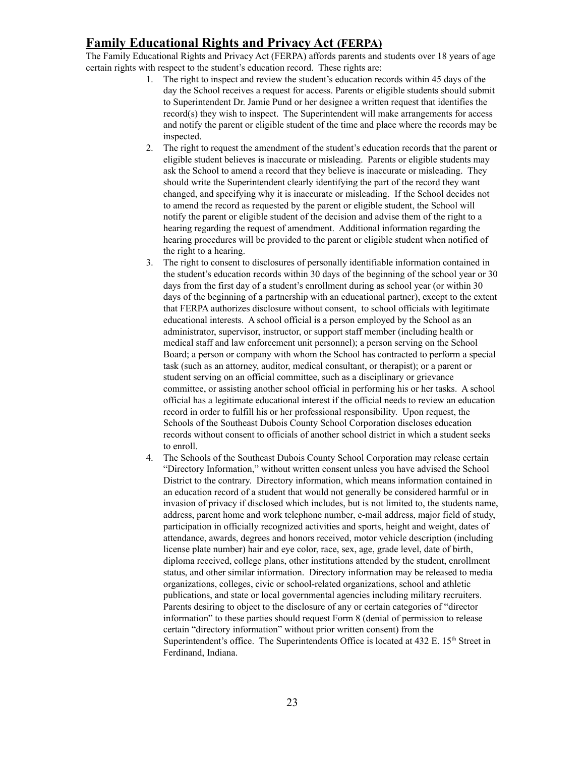## Family Educational Rights and Privacy Act (FERPA)

The Family Educational Rights and Privacy Act (FERPA) affords parents and students over 18 years of age certain rights with respect to the student's education record. These rights are:

1. The right to inspect and review the student's education records within 45 days of the day the School receives a request for access. Parents or eligible students should submit to Superintendent Dr. Jamie Pund or her designee a written request that identifies the record(s) they wish to inspect. The Superintendent will make arrangements for access and notify the parent or eligible student of the time and place where the records may be inspected.
2. The right to request the amendment of the student's education records that the parent or eligible student believes is inaccurate or misleading. Parents or eligible students may ask the School to amend a record that they believe is inaccurate or misleading. They should write the Superintendent clearly identifying the part of the record they want changed, and specifying why it is inaccurate or misleading. If the School decides not to amend the record as requested by the parent or eligible student, the School will notify the parent or eligible student of the decision and advise them of the right to a hearing regarding the request of amendment. Additional information regarding the hearing procedures will be provided to the parent or eligible student when notified of the right to a hearing.
3. The right to consent to disclosures of personally identifiable information contained in the student's education records within 30 days of the beginning of the school year or 30 days from the first day of a student's enrollment during as school year (or within 30 days of the beginning of a partnership with an educational partner), except to the extent that FERPA authorizes disclosure without consent, to school officials with legitimate educational interests. A school official is a person employed by the School as an administrator, supervisor, instructor, or support staff member (including health or medical staff and law enforcement unit personnel); a person serving on the School Board; a person or company with whom the School has contracted to perform a special task (such as an attorney, auditor, medical consultant, or therapist); or a parent or student serving on an official committee, such as a disciplinary or grievance committee, or assisting another school official in performing his or her tasks. A school official has a legitimate educational interest if the official needs to review an education record in order to fulfill his or her professional responsibility. Upon request, the Schools of the Southeast Dubois County School Corporation discloses education records without consent to officials of another school district in which a student seeks to enroll.
4. The Schools of the Southeast Dubois County School Corporation may release certain "Directory Information," without written consent unless you have advised the School District to the contrary. Directory information, which means information contained in an education record of a student that would not generally be considered harmful or in invasion of privacy if disclosed which includes, but is not limited to, the students name, address, parent home and work telephone number, e-mail address, major field of study, participation in officially recognized activities and sports, height and weight, dates of attendance, awards, degrees and honors received, motor vehicle description (including license plate number) hair and eye color, race, sex, age, grade level, date of birth, diploma received, college plans, other institutions attended by the student, enrollment status, and other similar information. Directory information may be released to media organizations, colleges, civic or school-related organizations, school and athletic publications, and state or local governmental agencies including military recruiters. Parents desiring to object to the disclosure of any or certain categories of "director information" to these parties should request Form 8 (denial of permission to release certain "directory information" without prior written consent) from the Superintendent's office. The Superintendents Office is located at 432 E. 15th Street in Ferdinand, Indiana.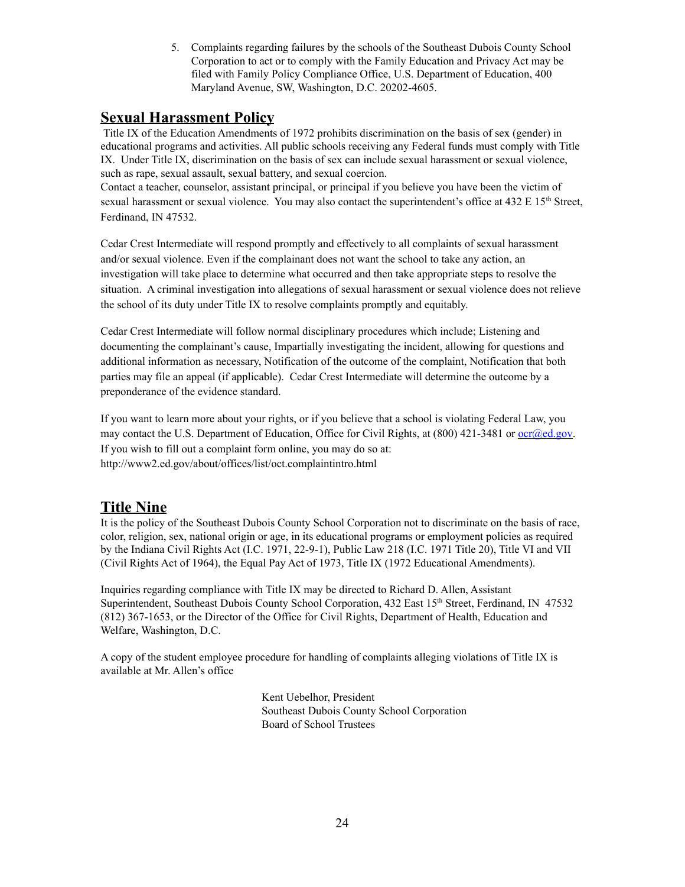5. Complaints regarding failures by the schools of the Southeast Dubois County School Corporation to act or to comply with the Family Education and Privacy Act may be filed with Family Policy Compliance Office, U.S. Department of Education, 400 Maryland Avenue, SW, Washington, D.C. 20202-4605.

## Sexual Harassment Policy

Title IX of the Education Amendments of 1972 prohibits discrimination on the basis of sex (gender) in educational programs and activities. All public schools receiving any Federal funds must comply with Title IX. Under Title IX, discrimination on the basis of sex can include sexual harassment or sexual violence, such as rape, sexual assault, sexual battery, and sexual coercion.
Contact a teacher, counselor, assistant principal, or principal if you believe you have been the victim of sexual harassment or sexual violence. You may also contact the superintendent's office at 432 E 15th Street, Ferdinand, IN 47532.

Cedar Crest Intermediate will respond promptly and effectively to all complaints of sexual harassment and/or sexual violence. Even if the complainant does not want the school to take any action, an investigation will take place to determine what occurred and then take appropriate steps to resolve the situation. A criminal investigation into allegations of sexual harassment or sexual violence does not relieve the school of its duty under Title IX to resolve complaints promptly and equitably.

Cedar Crest Intermediate will follow normal disciplinary procedures which include; Listening and documenting the complainant's cause, Impartially investigating the incident, allowing for questions and additional information as necessary, Notification of the outcome of the complaint, Notification that both parties may file an appeal (if applicable). Cedar Crest Intermediate will determine the outcome by a preponderance of the evidence standard.

If you want to learn more about your rights, or if you believe that a school is violating Federal Law, you may contact the U.S. Department of Education, Office for Civil Rights, at (800) 421-3481 or ocr@ed.gov. If you wish to fill out a complaint form online, you may do so at:
http://www2.ed.gov/about/offices/list/oct.complaintintro.html

## Title Nine

It is the policy of the Southeast Dubois County School Corporation not to discriminate on the basis of race, color, religion, sex, national origin or age, in its educational programs or employment policies as required by the Indiana Civil Rights Act (I.C. 1971, 22-9-1), Public Law 218 (I.C. 1971 Title 20), Title VI and VII (Civil Rights Act of 1964), the Equal Pay Act of 1973, Title IX (1972 Educational Amendments).

Inquiries regarding compliance with Title IX may be directed to Richard D. Allen, Assistant Superintendent, Southeast Dubois County School Corporation, 432 East 15th Street, Ferdinand, IN 47532 (812) 367-1653, or the Director of the Office for Civil Rights, Department of Health, Education and Welfare, Washington, D.C.

A copy of the student employee procedure for handling of complaints alleging violations of Title IX is available at Mr. Allen's office

Kent Uebelhor, President
Southeast Dubois County School Corporation
Board of School Trustees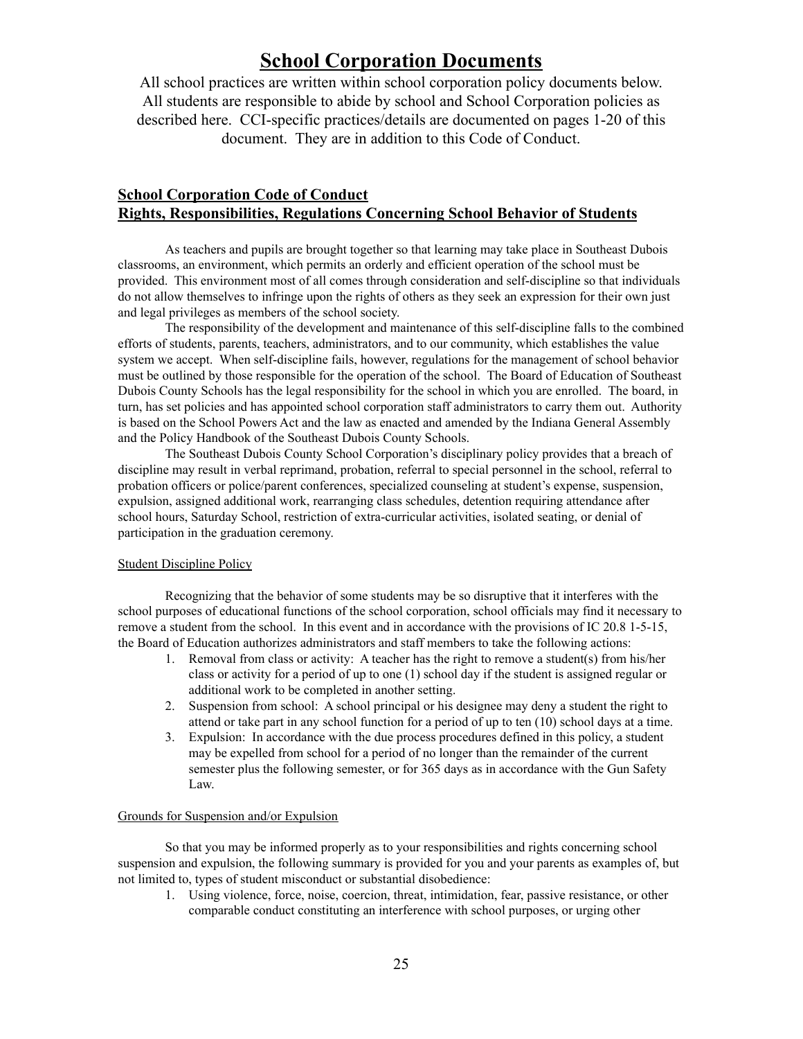# School Corporation Documents

All school practices are written within school corporation policy documents below. All students are responsible to abide by school and School Corporation policies as described here. CCI-specific practices/details are documented on pages 1-20 of this document. They are in addition to this Code of Conduct.

## School Corporation Code of Conduct
## Rights, Responsibilities, Regulations Concerning School Behavior of Students

As teachers and pupils are brought together so that learning may take place in Southeast Dubois classrooms, an environment, which permits an orderly and efficient operation of the school must be provided. This environment most of all comes through consideration and self-discipline so that individuals do not allow themselves to infringe upon the rights of others as they seek an expression for their own just and legal privileges as members of the school society.

The responsibility of the development and maintenance of this self-discipline falls to the combined efforts of students, parents, teachers, administrators, and to our community, which establishes the value system we accept. When self-discipline fails, however, regulations for the management of school behavior must be outlined by those responsible for the operation of the school. The Board of Education of Southeast Dubois County Schools has the legal responsibility for the school in which you are enrolled. The board, in turn, has set policies and has appointed school corporation staff administrators to carry them out. Authority is based on the School Powers Act and the law as enacted and amended by the Indiana General Assembly and the Policy Handbook of the Southeast Dubois County Schools.

The Southeast Dubois County School Corporation's disciplinary policy provides that a breach of discipline may result in verbal reprimand, probation, referral to special personnel in the school, referral to probation officers or police/parent conferences, specialized counseling at student's expense, suspension, expulsion, assigned additional work, rearranging class schedules, detention requiring attendance after school hours, Saturday School, restriction of extra-curricular activities, isolated seating, or denial of participation in the graduation ceremony.

### Student Discipline Policy

Recognizing that the behavior of some students may be so disruptive that it interferes with the school purposes of educational functions of the school corporation, school officials may find it necessary to remove a student from the school. In this event and in accordance with the provisions of IC 20.8 1-5-15, the Board of Education authorizes administrators and staff members to take the following actions:

1. Removal from class or activity: A teacher has the right to remove a student(s) from his/her class or activity for a period of up to one (1) school day if the student is assigned regular or additional work to be completed in another setting.
2. Suspension from school: A school principal or his designee may deny a student the right to attend or take part in any school function for a period of up to ten (10) school days at a time.
3. Expulsion: In accordance with the due process procedures defined in this policy, a student may be expelled from school for a period of no longer than the remainder of the current semester plus the following semester, or for 365 days as in accordance with the Gun Safety Law.

### Grounds for Suspension and/or Expulsion

So that you may be informed properly as to your responsibilities and rights concerning school suspension and expulsion, the following summary is provided for you and your parents as examples of, but not limited to, types of student misconduct or substantial disobedience:

1. Using violence, force, noise, coercion, threat, intimidation, fear, passive resistance, or other comparable conduct constituting an interference with school purposes, or urging other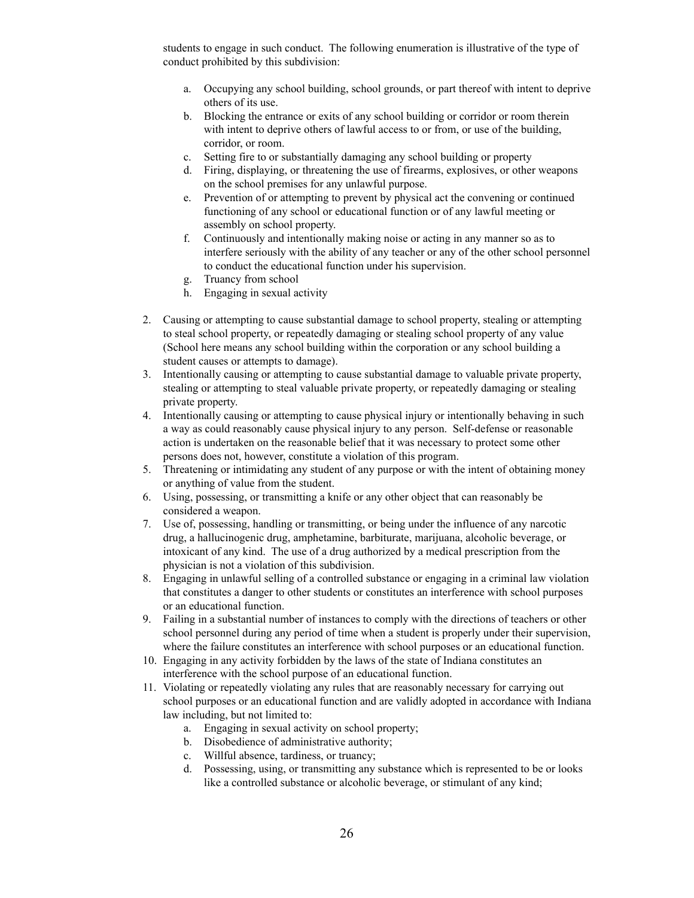students to engage in such conduct. The following enumeration is illustrative of the type of conduct prohibited by this subdivision:

   a. Occupying any school building, school grounds, or part thereof with intent to deprive others of its use.
   b. Blocking the entrance or exits of any school building or corridor or room therein with intent to deprive others of lawful access to or from, or use of the building, corridor, or room.
   c. Setting fire to or substantially damaging any school building or property
   d. Firing, displaying, or threatening the use of firearms, explosives, or other weapons on the school premises for any unlawful purpose.
   e. Prevention of or attempting to prevent by physical act the convening or continued functioning of any school or educational function or of any lawful meeting or assembly on school property.
   f. Continuously and intentionally making noise or acting in any manner so as to interfere seriously with the ability of any teacher or any of the other school personnel to conduct the educational function under his supervision.
   g. Truancy from school
   h. Engaging in sexual activity

2. Causing or attempting to cause substantial damage to school property, stealing or attempting to steal school property, or repeatedly damaging or stealing school property of any value (School here means any school building within the corporation or any school building a student causes or attempts to damage).
3. Intentionally causing or attempting to cause substantial damage to valuable private property, stealing or attempting to steal valuable private property, or repeatedly damaging or stealing private property.
4. Intentionally causing or attempting to cause physical injury or intentionally behaving in such a way as could reasonably cause physical injury to any person. Self-defense or reasonable action is undertaken on the reasonable belief that it was necessary to protect some other persons does not, however, constitute a violation of this program.
5. Threatening or intimidating any student of any purpose or with the intent of obtaining money or anything of value from the student.
6. Using, possessing, or transmitting a knife or any other object that can reasonably be considered a weapon.
7. Use of, possessing, handling or transmitting, or being under the influence of any narcotic drug, a hallucinogenic drug, amphetamine, barbiturate, marijuana, alcoholic beverage, or intoxicant of any kind. The use of a drug authorized by a medical prescription from the physician is not a violation of this subdivision.
8. Engaging in unlawful selling of a controlled substance or engaging in a criminal law violation that constitutes a danger to other students or constitutes an interference with school purposes or an educational function.
9. Failing in a substantial number of instances to comply with the directions of teachers or other school personnel during any period of time when a student is properly under their supervision, where the failure constitutes an interference with school purposes or an educational function.
10. Engaging in any activity forbidden by the laws of the state of Indiana constitutes an interference with the school purpose of an educational function.
11. Violating or repeatedly violating any rules that are reasonably necessary for carrying out school purposes or an educational function and are validly adopted in accordance with Indiana law including, but not limited to:
    a. Engaging in sexual activity on school property;
    b. Disobedience of administrative authority;
    c. Willful absence, tardiness, or truancy;
    d. Possessing, using, or transmitting any substance which is represented to be or looks like a controlled substance or alcoholic beverage, or stimulant of any kind;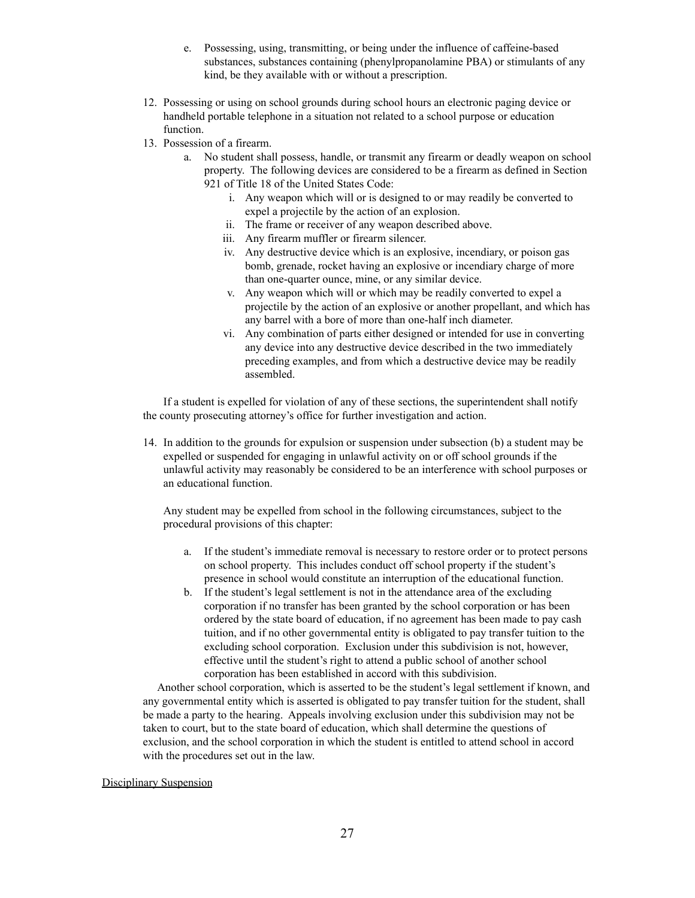e. Possessing, using, transmitting, or being under the influence of caffeine-based substances, substances containing (phenylpropanolamine PBA) or stimulants of any kind, be they available with or without a prescription.

12. Possessing or using on school grounds during school hours an electronic paging device or handheld portable telephone in a situation not related to a school purpose or education function.
13. Possession of a firearm.
    a. No student shall possess, handle, or transmit any firearm or deadly weapon on school property. The following devices are considered to be a firearm as defined in Section 921 of Title 18 of the United States Code:
       i. Any weapon which will or is designed to or may readily be converted to expel a projectile by the action of an explosion.
       ii. The frame or receiver of any weapon described above.
       iii. Any firearm muffler or firearm silencer.
       iv. Any destructive device which is an explosive, incendiary, or poison gas bomb, grenade, rocket having an explosive or incendiary charge of more than one-quarter ounce, mine, or any similar device.
       v. Any weapon which will or which may be readily converted to expel a projectile by the action of an explosive or another propellant, and which has any barrel with a bore of more than one-half inch diameter.
       vi. Any combination of parts either designed or intended for use in converting any device into any destructive device described in the two immediately preceding examples, and from which a destructive device may be readily assembled.

If a student is expelled for violation of any of these sections, the superintendent shall notify the county prosecuting attorney's office for further investigation and action.

14. In addition to the grounds for expulsion or suspension under subsection (b) a student may be expelled or suspended for engaging in unlawful activity on or off school grounds if the unlawful activity may reasonably be considered to be an interference with school purposes or an educational function.

    Any student may be expelled from school in the following circumstances, subject to the procedural provisions of this chapter:

    a. If the student's immediate removal is necessary to restore order or to protect persons on school property. This includes conduct off school property if the student's presence in school would constitute an interruption of the educational function.
    b. If the student's legal settlement is not in the attendance area of the excluding corporation if no transfer has been granted by the school corporation or has been ordered by the state board of education, if no agreement has been made to pay cash tuition, and if no other governmental entity is obligated to pay transfer tuition to the excluding school corporation. Exclusion under this subdivision is not, however, effective until the student's right to attend a public school of another school corporation has been established in accord with this subdivision.

Another school corporation, which is asserted to be the student's legal settlement if known, and any governmental entity which is asserted is obligated to pay transfer tuition for the student, shall be made a party to the hearing. Appeals involving exclusion under this subdivision may not be taken to court, but to the state board of education, which shall determine the questions of exclusion, and the school corporation in which the student is entitled to attend school in accord with the procedures set out in the law.

<u>Disciplinary Suspension</u>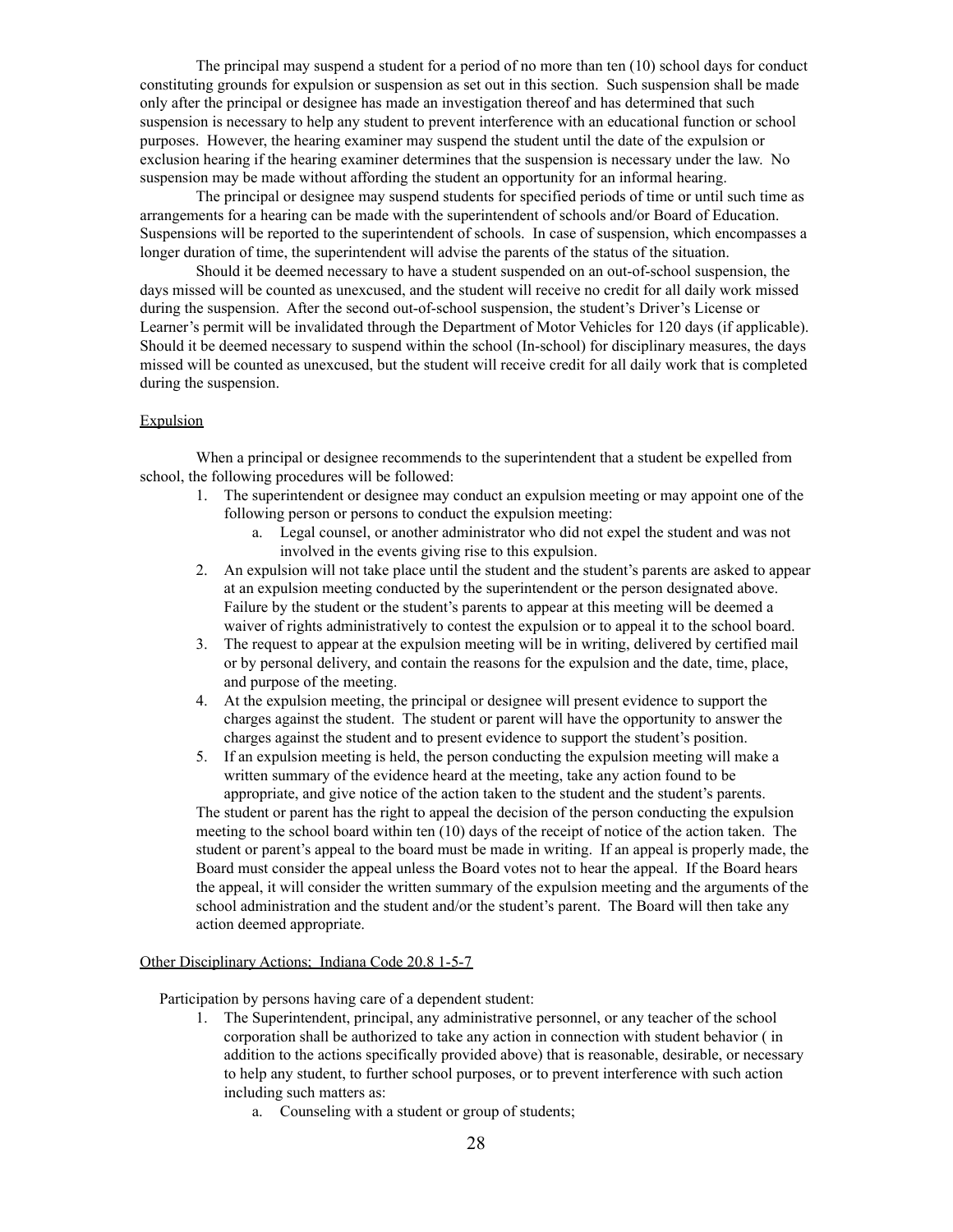The principal may suspend a student for a period of no more than ten (10) school days for conduct constituting grounds for expulsion or suspension as set out in this section. Such suspension shall be made only after the principal or designee has made an investigation thereof and has determined that such suspension is necessary to help any student to prevent interference with an educational function or school purposes. However, the hearing examiner may suspend the student until the date of the expulsion or exclusion hearing if the hearing examiner determines that the suspension is necessary under the law. No suspension may be made without affording the student an opportunity for an informal hearing.

The principal or designee may suspend students for specified periods of time or until such time as arrangements for a hearing can be made with the superintendent of schools and/or Board of Education. Suspensions will be reported to the superintendent of schools. In case of suspension, which encompasses a longer duration of time, the superintendent will advise the parents of the status of the situation.

Should it be deemed necessary to have a student suspended on an out-of-school suspension, the days missed will be counted as unexcused, and the student will receive no credit for all daily work missed during the suspension. After the second out-of-school suspension, the student's Driver's License or Learner's permit will be invalidated through the Department of Motor Vehicles for 120 days (if applicable). Should it be deemed necessary to suspend within the school (In-school) for disciplinary measures, the days missed will be counted as unexcused, but the student will receive credit for all daily work that is completed during the suspension.

## Expulsion

When a principal or designee recommends to the superintendent that a student be expelled from school, the following procedures will be followed:

1. The superintendent or designee may conduct an expulsion meeting or may appoint one of the following person or persons to conduct the expulsion meeting:
    a. Legal counsel, or another administrator who did not expel the student and was not involved in the events giving rise to this expulsion.
2. An expulsion will not take place until the student and the student's parents are asked to appear at an expulsion meeting conducted by the superintendent or the person designated above. Failure by the student or the student's parents to appear at this meeting will be deemed a waiver of rights administratively to contest the expulsion or to appeal it to the school board.
3. The request to appear at the expulsion meeting will be in writing, delivered by certified mail or by personal delivery, and contain the reasons for the expulsion and the date, time, place, and purpose of the meeting.
4. At the expulsion meeting, the principal or designee will present evidence to support the charges against the student. The student or parent will have the opportunity to answer the charges against the student and to present evidence to support the student's position.
5. If an expulsion meeting is held, the person conducting the expulsion meeting will make a written summary of the evidence heard at the meeting, take any action found to be appropriate, and give notice of the action taken to the student and the student's parents.

The student or parent has the right to appeal the decision of the person conducting the expulsion meeting to the school board within ten (10) days of the receipt of notice of the action taken. The student or parent's appeal to the board must be made in writing. If an appeal is properly made, the Board must consider the appeal unless the Board votes not to hear the appeal. If the Board hears the appeal, it will consider the written summary of the expulsion meeting and the arguments of the school administration and the student and/or the student's parent. The Board will then take any action deemed appropriate.

## Other Disciplinary Actions; Indiana Code 20.8 1-5-7

Participation by persons having care of a dependent student:

1. The Superintendent, principal, any administrative personnel, or any teacher of the school corporation shall be authorized to take any action in connection with student behavior ( in addition to the actions specifically provided above) that is reasonable, desirable, or necessary to help any student, to further school purposes, or to prevent interference with such action including such matters as:
    a. Counseling with a student or group of students;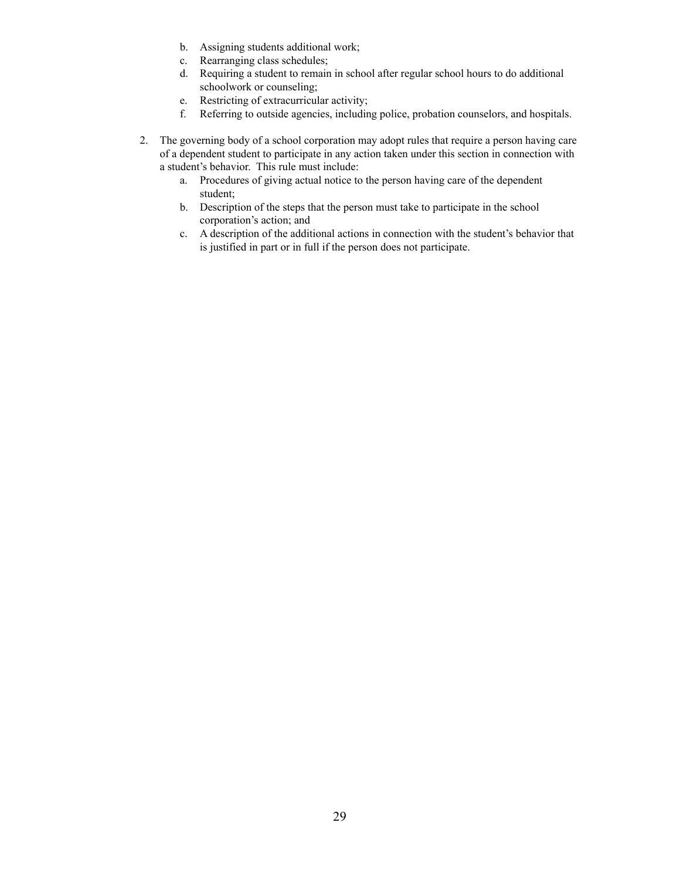b. Assigning students additional work;
   c. Rearranging class schedules;
   d. Requiring a student to remain in school after regular school hours to do additional schoolwork or counseling;
   e. Restricting of extracurricular activity;
   f. Referring to outside agencies, including police, probation counselors, and hospitals.

2. The governing body of a school corporation may adopt rules that require a person having care of a dependent student to participate in any action taken under this section in connection with a student's behavior. This rule must include:
   a. Procedures of giving actual notice to the person having care of the dependent student;
   b. Description of the steps that the person must take to participate in the school corporation's action; and
   c. A description of the additional actions in connection with the student's behavior that is justified in part or in full if the person does not participate.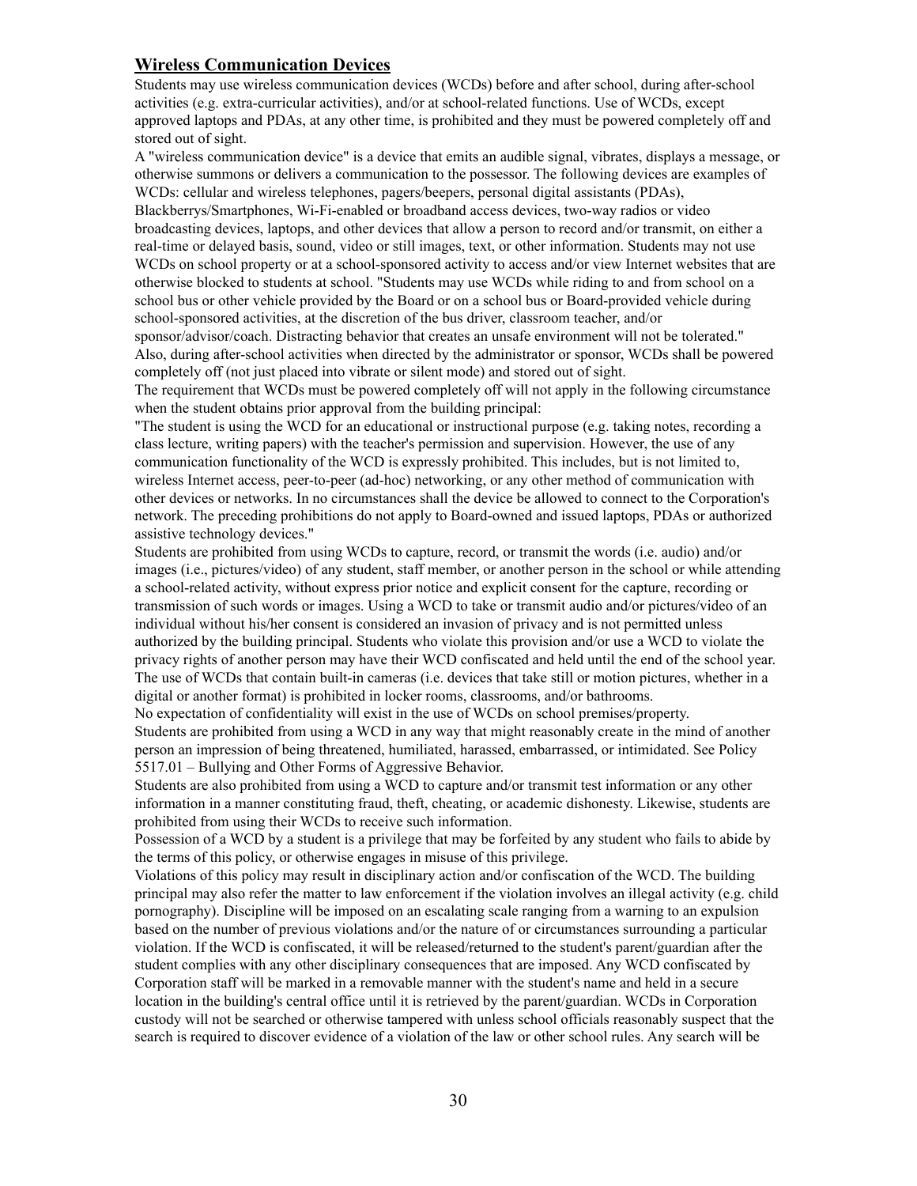## Wireless Communication Devices

Students may use wireless communication devices (WCDs) before and after school, during after-school activities (e.g. extra-curricular activities), and/or at school-related functions. Use of WCDs, except approved laptops and PDAs, at any other time, is prohibited and they must be powered completely off and stored out of sight.

A "wireless communication device" is a device that emits an audible signal, vibrates, displays a message, or otherwise summons or delivers a communication to the possessor. The following devices are examples of WCDs: cellular and wireless telephones, pagers/beepers, personal digital assistants (PDAs), Blackberrys/Smartphones, Wi-Fi-enabled or broadband access devices, two-way radios or video broadcasting devices, laptops, and other devices that allow a person to record and/or transmit, on either a real-time or delayed basis, sound, video or still images, text, or other information. Students may not use WCDs on school property or at a school-sponsored activity to access and/or view Internet websites that are otherwise blocked to students at school. "Students may use WCDs while riding to and from school on a school bus or other vehicle provided by the Board or on a school bus or Board-provided vehicle during school-sponsored activities, at the discretion of the bus driver, classroom teacher, and/or sponsor/advisor/coach. Distracting behavior that creates an unsafe environment will not be tolerated." Also, during after-school activities when directed by the administrator or sponsor, WCDs shall be powered completely off (not just placed into vibrate or silent mode) and stored out of sight.

The requirement that WCDs must be powered completely off will not apply in the following circumstance when the student obtains prior approval from the building principal:

"The student is using the WCD for an educational or instructional purpose (e.g. taking notes, recording a class lecture, writing papers) with the teacher's permission and supervision. However, the use of any communication functionality of the WCD is expressly prohibited. This includes, but is not limited to, wireless Internet access, peer-to-peer (ad-hoc) networking, or any other method of communication with other devices or networks. In no circumstances shall the device be allowed to connect to the Corporation's network. The preceding prohibitions do not apply to Board-owned and issued laptops, PDAs or authorized assistive technology devices."

Students are prohibited from using WCDs to capture, record, or transmit the words (i.e. audio) and/or images (i.e., pictures/video) of any student, staff member, or another person in the school or while attending a school-related activity, without express prior notice and explicit consent for the capture, recording or transmission of such words or images. Using a WCD to take or transmit audio and/or pictures/video of an individual without his/her consent is considered an invasion of privacy and is not permitted unless authorized by the building principal. Students who violate this provision and/or use a WCD to violate the privacy rights of another person may have their WCD confiscated and held until the end of the school year. The use of WCDs that contain built-in cameras (i.e. devices that take still or motion pictures, whether in a digital or another format) is prohibited in locker rooms, classrooms, and/or bathrooms.

No expectation of confidentiality will exist in the use of WCDs on school premises/property.

Students are prohibited from using a WCD in any way that might reasonably create in the mind of another person an impression of being threatened, humiliated, harassed, embarrassed, or intimidated. See Policy 5517.01 – Bullying and Other Forms of Aggressive Behavior.

Students are also prohibited from using a WCD to capture and/or transmit test information or any other information in a manner constituting fraud, theft, cheating, or academic dishonesty. Likewise, students are prohibited from using their WCDs to receive such information.

Possession of a WCD by a student is a privilege that may be forfeited by any student who fails to abide by the terms of this policy, or otherwise engages in misuse of this privilege.

Violations of this policy may result in disciplinary action and/or confiscation of the WCD. The building principal may also refer the matter to law enforcement if the violation involves an illegal activity (e.g. child pornography). Discipline will be imposed on an escalating scale ranging from a warning to an expulsion based on the number of previous violations and/or the nature of or circumstances surrounding a particular violation. If the WCD is confiscated, it will be released/returned to the student's parent/guardian after the student complies with any other disciplinary consequences that are imposed. Any WCD confiscated by Corporation staff will be marked in a removable manner with the student's name and held in a secure location in the building's central office until it is retrieved by the parent/guardian. WCDs in Corporation custody will not be searched or otherwise tampered with unless school officials reasonably suspect that the search is required to discover evidence of a violation of the law or other school rules. Any search will be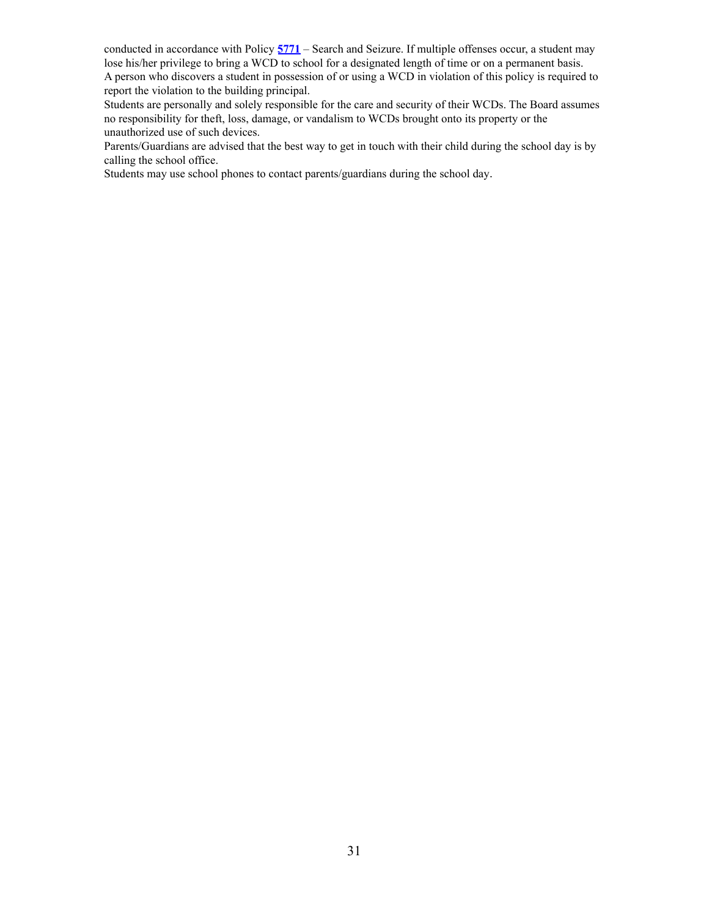conducted in accordance with Policy **5771** – Search and Seizure. If multiple offenses occur, a student may lose his/her privilege to bring a WCD to school for a designated length of time or on a permanent basis.

A person who discovers a student in possession of or using a WCD in violation of this policy is required to report the violation to the building principal.

Students are personally and solely responsible for the care and security of their WCDs. The Board assumes no responsibility for theft, loss, damage, or vandalism to WCDs brought onto its property or the unauthorized use of such devices.

Parents/Guardians are advised that the best way to get in touch with their child during the school day is by calling the school office.

Students may use school phones to contact parents/guardians during the school day.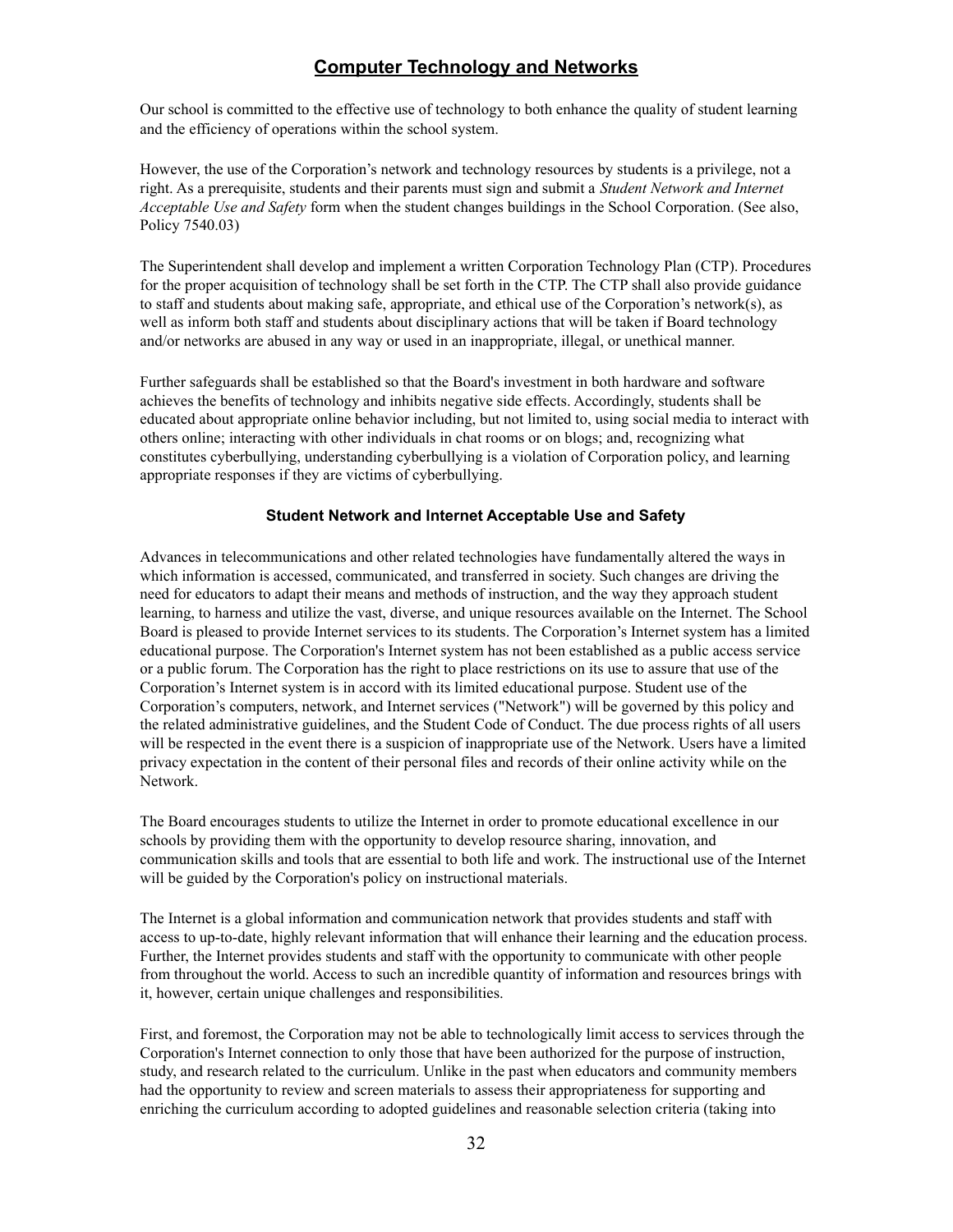## **Computer Technology and Networks**

Our school is committed to the effective use of technology to both enhance the quality of student learning and the efficiency of operations within the school system.

However, the use of the Corporation's network and technology resources by students is a privilege, not a right. As a prerequisite, students and their parents must sign and submit a *Student Network and Internet Acceptable Use and Safety* form when the student changes buildings in the School Corporation. (See also, Policy 7540.03)

The Superintendent shall develop and implement a written Corporation Technology Plan (CTP). Procedures for the proper acquisition of technology shall be set forth in the CTP. The CTP shall also provide guidance to staff and students about making safe, appropriate, and ethical use of the Corporation's network(s), as well as inform both staff and students about disciplinary actions that will be taken if Board technology and/or networks are abused in any way or used in an inappropriate, illegal, or unethical manner.

Further safeguards shall be established so that the Board's investment in both hardware and software achieves the benefits of technology and inhibits negative side effects. Accordingly, students shall be educated about appropriate online behavior including, but not limited to, using social media to interact with others online; interacting with other individuals in chat rooms or on blogs; and, recognizing what constitutes cyberbullying, understanding cyberbullying is a violation of Corporation policy, and learning appropriate responses if they are victims of cyberbullying.

### **Student Network and Internet Acceptable Use and Safety**

Advances in telecommunications and other related technologies have fundamentally altered the ways in which information is accessed, communicated, and transferred in society. Such changes are driving the need for educators to adapt their means and methods of instruction, and the way they approach student learning, to harness and utilize the vast, diverse, and unique resources available on the Internet. The School Board is pleased to provide Internet services to its students. The Corporation's Internet system has a limited educational purpose. The Corporation's Internet system has not been established as a public access service or a public forum. The Corporation has the right to place restrictions on its use to assure that use of the Corporation's Internet system is in accord with its limited educational purpose. Student use of the Corporation's computers, network, and Internet services ("Network") will be governed by this policy and the related administrative guidelines, and the Student Code of Conduct. The due process rights of all users will be respected in the event there is a suspicion of inappropriate use of the Network. Users have a limited privacy expectation in the content of their personal files and records of their online activity while on the Network.

The Board encourages students to utilize the Internet in order to promote educational excellence in our schools by providing them with the opportunity to develop resource sharing, innovation, and communication skills and tools that are essential to both life and work. The instructional use of the Internet will be guided by the Corporation's policy on instructional materials.

The Internet is a global information and communication network that provides students and staff with access to up-to-date, highly relevant information that will enhance their learning and the education process. Further, the Internet provides students and staff with the opportunity to communicate with other people from throughout the world. Access to such an incredible quantity of information and resources brings with it, however, certain unique challenges and responsibilities.

First, and foremost, the Corporation may not be able to technologically limit access to services through the Corporation's Internet connection to only those that have been authorized for the purpose of instruction, study, and research related to the curriculum. Unlike in the past when educators and community members had the opportunity to review and screen materials to assess their appropriateness for supporting and enriching the curriculum according to adopted guidelines and reasonable selection criteria (taking into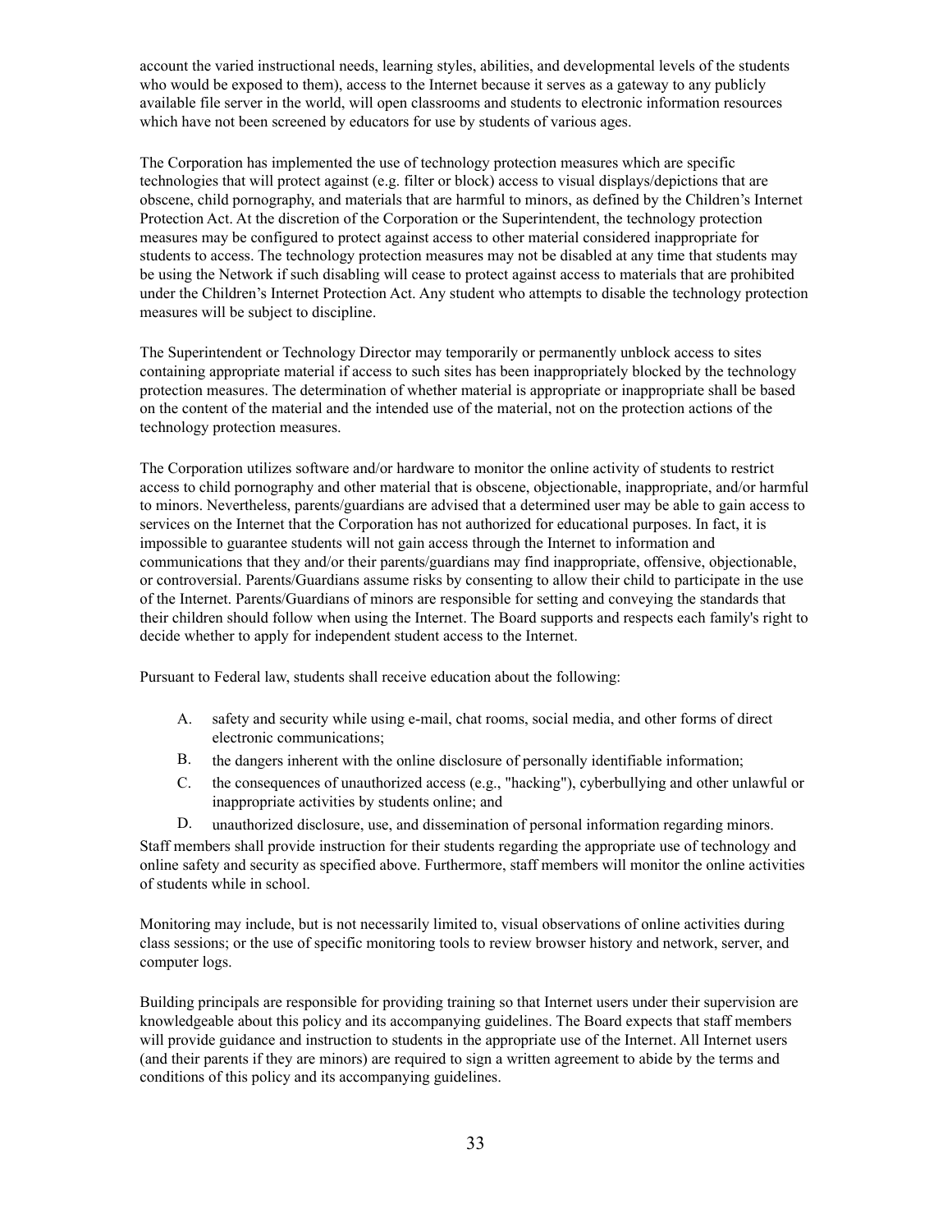account the varied instructional needs, learning styles, abilities, and developmental levels of the students who would be exposed to them), access to the Internet because it serves as a gateway to any publicly available file server in the world, will open classrooms and students to electronic information resources which have not been screened by educators for use by students of various ages.

The Corporation has implemented the use of technology protection measures which are specific technologies that will protect against (e.g. filter or block) access to visual displays/depictions that are obscene, child pornography, and materials that are harmful to minors, as defined by the Children's Internet Protection Act. At the discretion of the Corporation or the Superintendent, the technology protection measures may be configured to protect against access to other material considered inappropriate for students to access. The technology protection measures may not be disabled at any time that students may be using the Network if such disabling will cease to protect against access to materials that are prohibited under the Children's Internet Protection Act. Any student who attempts to disable the technology protection measures will be subject to discipline.

The Superintendent or Technology Director may temporarily or permanently unblock access to sites containing appropriate material if access to such sites has been inappropriately blocked by the technology protection measures. The determination of whether material is appropriate or inappropriate shall be based on the content of the material and the intended use of the material, not on the protection actions of the technology protection measures.

The Corporation utilizes software and/or hardware to monitor the online activity of students to restrict access to child pornography and other material that is obscene, objectionable, inappropriate, and/or harmful to minors. Nevertheless, parents/guardians are advised that a determined user may be able to gain access to services on the Internet that the Corporation has not authorized for educational purposes. In fact, it is impossible to guarantee students will not gain access through the Internet to information and communications that they and/or their parents/guardians may find inappropriate, offensive, objectionable, or controversial. Parents/Guardians assume risks by consenting to allow their child to participate in the use of the Internet. Parents/Guardians of minors are responsible for setting and conveying the standards that their children should follow when using the Internet. The Board supports and respects each family's right to decide whether to apply for independent student access to the Internet.

Pursuant to Federal law, students shall receive education about the following:

A. safety and security while using e-mail, chat rooms, social media, and other forms of direct electronic communications;
B. the dangers inherent with the online disclosure of personally identifiable information;
C. the consequences of unauthorized access (e.g., "hacking"), cyberbullying and other unlawful or inappropriate activities by students online; and
D. unauthorized disclosure, use, and dissemination of personal information regarding minors.

Staff members shall provide instruction for their students regarding the appropriate use of technology and online safety and security as specified above. Furthermore, staff members will monitor the online activities of students while in school.

Monitoring may include, but is not necessarily limited to, visual observations of online activities during class sessions; or the use of specific monitoring tools to review browser history and network, server, and computer logs.

Building principals are responsible for providing training so that Internet users under their supervision are knowledgeable about this policy and its accompanying guidelines. The Board expects that staff members will provide guidance and instruction to students in the appropriate use of the Internet. All Internet users (and their parents if they are minors) are required to sign a written agreement to abide by the terms and conditions of this policy and its accompanying guidelines.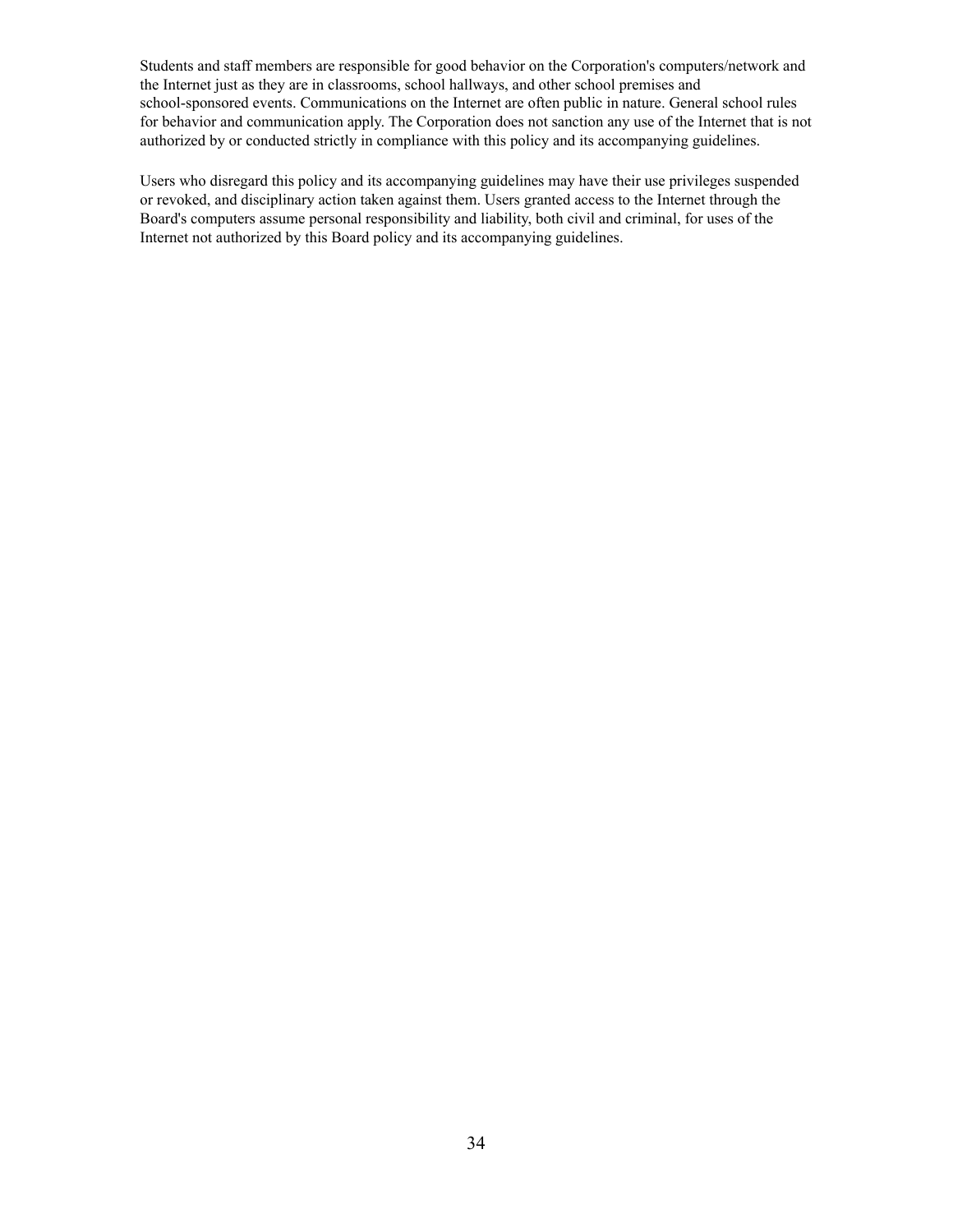Students and staff members are responsible for good behavior on the Corporation's computers/network and the Internet just as they are in classrooms, school hallways, and other school premises and school-sponsored events. Communications on the Internet are often public in nature. General school rules for behavior and communication apply. The Corporation does not sanction any use of the Internet that is not authorized by or conducted strictly in compliance with this policy and its accompanying guidelines.

Users who disregard this policy and its accompanying guidelines may have their use privileges suspended or revoked, and disciplinary action taken against them. Users granted access to the Internet through the Board's computers assume personal responsibility and liability, both civil and criminal, for uses of the Internet not authorized by this Board policy and its accompanying guidelines.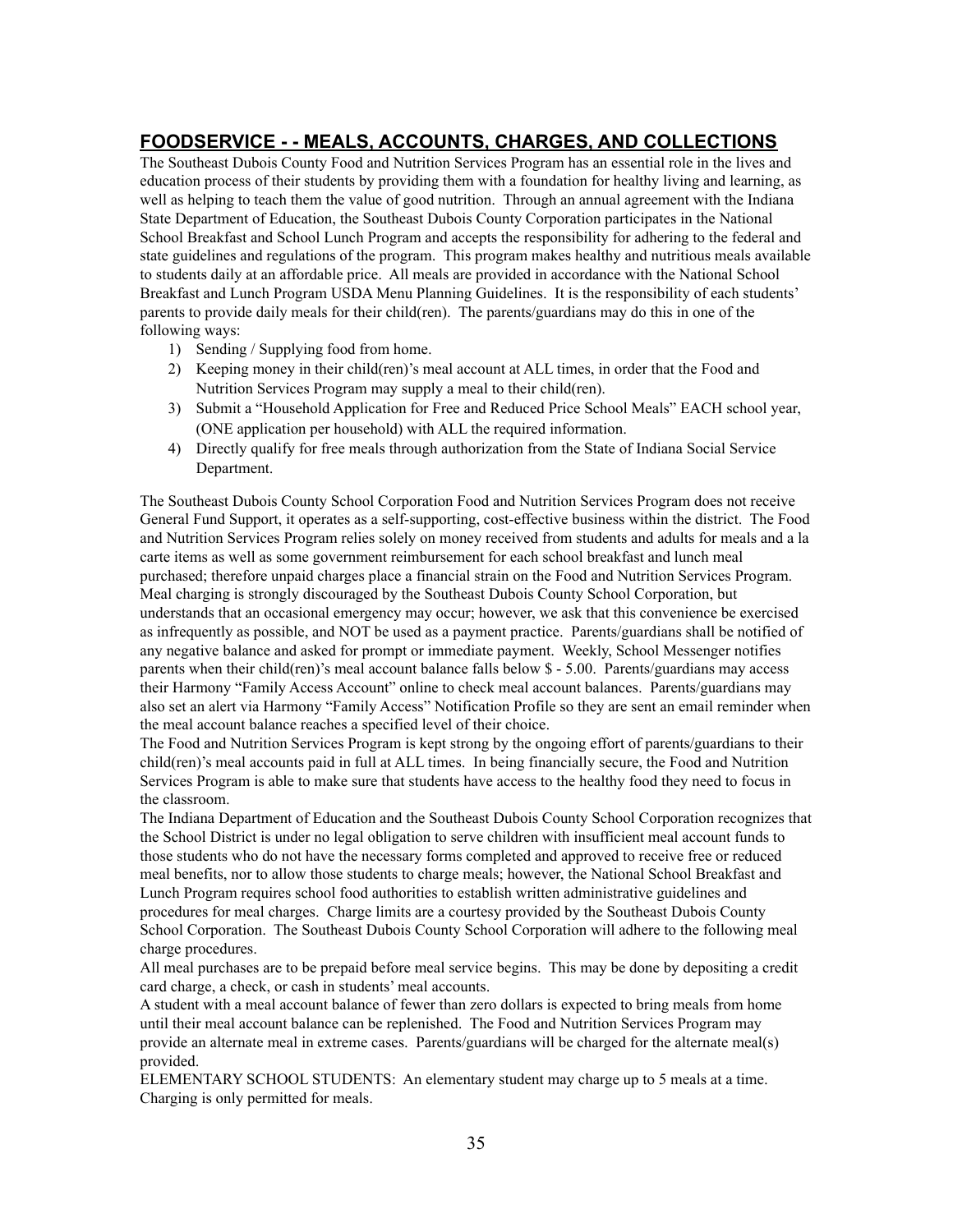## FOODSERVICE - - MEALS, ACCOUNTS, CHARGES, AND COLLECTIONS

The Southeast Dubois County Food and Nutrition Services Program has an essential role in the lives and education process of their students by providing them with a foundation for healthy living and learning, as well as helping to teach them the value of good nutrition. Through an annual agreement with the Indiana State Department of Education, the Southeast Dubois County Corporation participates in the National School Breakfast and School Lunch Program and accepts the responsibility for adhering to the federal and state guidelines and regulations of the program. This program makes healthy and nutritious meals available to students daily at an affordable price. All meals are provided in accordance with the National School Breakfast and Lunch Program USDA Menu Planning Guidelines. It is the responsibility of each students' parents to provide daily meals for their child(ren). The parents/guardians may do this in one of the following ways:

1) Sending / Supplying food from home.
2) Keeping money in their child(ren)'s meal account at ALL times, in order that the Food and Nutrition Services Program may supply a meal to their child(ren).
3) Submit a "Household Application for Free and Reduced Price School Meals" EACH school year, (ONE application per household) with ALL the required information.
4) Directly qualify for free meals through authorization from the State of Indiana Social Service Department.

The Southeast Dubois County School Corporation Food and Nutrition Services Program does not receive General Fund Support, it operates as a self-supporting, cost-effective business within the district. The Food and Nutrition Services Program relies solely on money received from students and adults for meals and a la carte items as well as some government reimbursement for each school breakfast and lunch meal purchased; therefore unpaid charges place a financial strain on the Food and Nutrition Services Program. Meal charging is strongly discouraged by the Southeast Dubois County School Corporation, but understands that an occasional emergency may occur; however, we ask that this convenience be exercised as infrequently as possible, and NOT be used as a payment practice. Parents/guardians shall be notified of any negative balance and asked for prompt or immediate payment. Weekly, School Messenger notifies parents when their child(ren)'s meal account balance falls below $ - 5.00. Parents/guardians may access their Harmony "Family Access Account" online to check meal account balances. Parents/guardians may also set an alert via Harmony "Family Access" Notification Profile so they are sent an email reminder when the meal account balance reaches a specified level of their choice.

The Food and Nutrition Services Program is kept strong by the ongoing effort of parents/guardians to their child(ren)'s meal accounts paid in full at ALL times. In being financially secure, the Food and Nutrition Services Program is able to make sure that students have access to the healthy food they need to focus in the classroom.

The Indiana Department of Education and the Southeast Dubois County School Corporation recognizes that the School District is under no legal obligation to serve children with insufficient meal account funds to those students who do not have the necessary forms completed and approved to receive free or reduced meal benefits, nor to allow those students to charge meals; however, the National School Breakfast and Lunch Program requires school food authorities to establish written administrative guidelines and procedures for meal charges. Charge limits are a courtesy provided by the Southeast Dubois County School Corporation. The Southeast Dubois County School Corporation will adhere to the following meal charge procedures.

All meal purchases are to be prepaid before meal service begins. This may be done by depositing a credit card charge, a check, or cash in students' meal accounts.

A student with a meal account balance of fewer than zero dollars is expected to bring meals from home until their meal account balance can be replenished. The Food and Nutrition Services Program may provide an alternate meal in extreme cases. Parents/guardians will be charged for the alternate meal(s) provided.

ELEMENTARY SCHOOL STUDENTS: An elementary student may charge up to 5 meals at a time. Charging is only permitted for meals.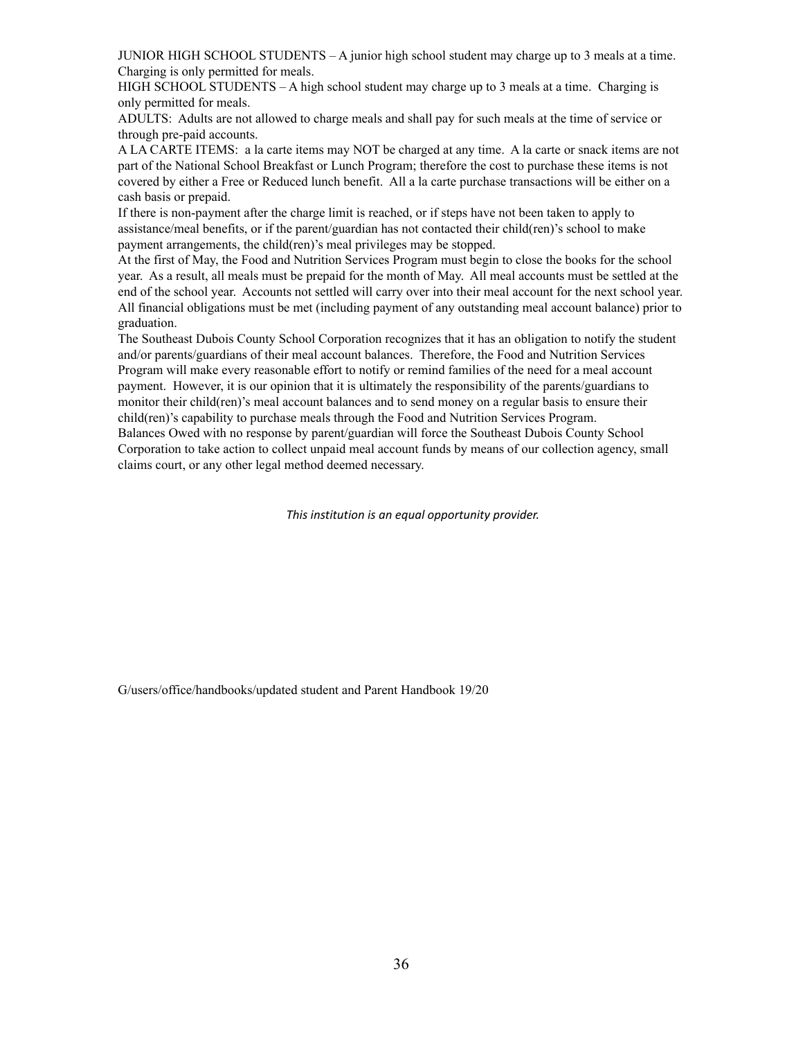JUNIOR HIGH SCHOOL STUDENTS – A junior high school student may charge up to 3 meals at a time. Charging is only permitted for meals.

HIGH SCHOOL STUDENTS – A high school student may charge up to 3 meals at a time. Charging is only permitted for meals.

ADULTS: Adults are not allowed to charge meals and shall pay for such meals at the time of service or through pre-paid accounts.

A LA CARTE ITEMS: a la carte items may NOT be charged at any time. A la carte or snack items are not part of the National School Breakfast or Lunch Program; therefore the cost to purchase these items is not covered by either a Free or Reduced lunch benefit. All a la carte purchase transactions will be either on a cash basis or prepaid.

If there is non-payment after the charge limit is reached, or if steps have not been taken to apply to assistance/meal benefits, or if the parent/guardian has not contacted their child(ren)'s school to make payment arrangements, the child(ren)'s meal privileges may be stopped.

At the first of May, the Food and Nutrition Services Program must begin to close the books for the school year. As a result, all meals must be prepaid for the month of May. All meal accounts must be settled at the end of the school year. Accounts not settled will carry over into their meal account for the next school year. All financial obligations must be met (including payment of any outstanding meal account balance) prior to graduation.

The Southeast Dubois County School Corporation recognizes that it has an obligation to notify the student and/or parents/guardians of their meal account balances. Therefore, the Food and Nutrition Services Program will make every reasonable effort to notify or remind families of the need for a meal account payment. However, it is our opinion that it is ultimately the responsibility of the parents/guardians to monitor their child(ren)'s meal account balances and to send money on a regular basis to ensure their child(ren)'s capability to purchase meals through the Food and Nutrition Services Program.

Balances Owed with no response by parent/guardian will force the Southeast Dubois County School Corporation to take action to collect unpaid meal account funds by means of our collection agency, small claims court, or any other legal method deemed necessary.

*This institution is an equal opportunity provider.*

G/users/office/handbooks/updated student and Parent Handbook 19/20